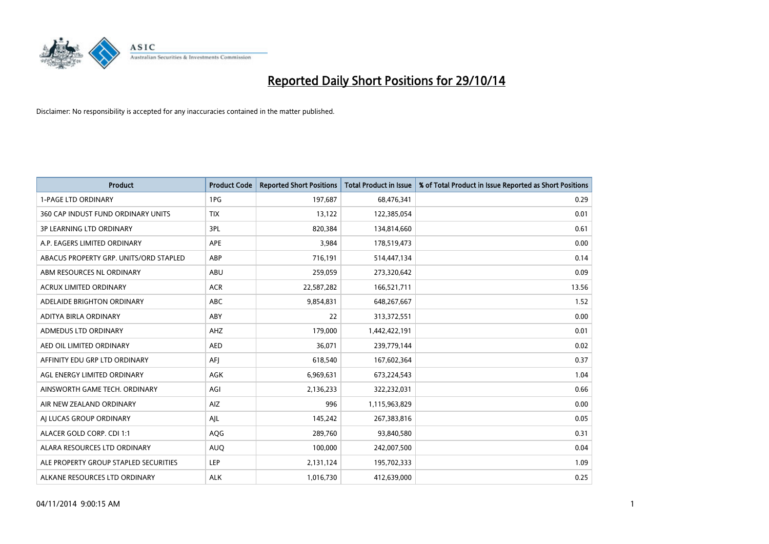# Reported Daily Short Positions for 29/10/14

Disclaimer: No responsibility is accepted for any inaccuracies contained in the matter published.

| Product | Product Code | Reported Short Positions | Total Product in Issue | % of Total Product in Issue Reported as Short Positions |
|---|---|---|---|---|
| 1-PAGE LTD ORDINARY | 1PG | 197,687 | 68,476,341 | 0.29 |
| 360 CAP INDUST FUND ORDINARY UNITS | TIX | 13,122 | 122,385,054 | 0.01 |
| 3P LEARNING LTD ORDINARY | 3PL | 820,384 | 134,814,660 | 0.61 |
| A.P. EAGERS LIMITED ORDINARY | APE | 3,984 | 178,519,473 | 0.00 |
| ABACUS PROPERTY GRP. UNITS/ORD STAPLED | ABP | 716,191 | 514,447,134 | 0.14 |
| ABM RESOURCES NL ORDINARY | ABU | 259,059 | 273,320,642 | 0.09 |
| ACRUX LIMITED ORDINARY | ACR | 22,587,282 | 166,521,711 | 13.56 |
| ADELAIDE BRIGHTON ORDINARY | ABC | 9,854,831 | 648,267,667 | 1.52 |
| ADITYA BIRLA ORDINARY | ABY | 22 | 313,372,551 | 0.00 |
| ADMEDUS LTD ORDINARY | AHZ | 179,000 | 1,442,422,191 | 0.01 |
| AED OIL LIMITED ORDINARY | AED | 36,071 | 239,779,144 | 0.02 |
| AFFINITY EDU GRP LTD ORDINARY | AFJ | 618,540 | 167,602,364 | 0.37 |
| AGL ENERGY LIMITED ORDINARY | AGK | 6,969,631 | 673,224,543 | 1.04 |
| AINSWORTH GAME TECH. ORDINARY | AGI | 2,136,233 | 322,232,031 | 0.66 |
| AIR NEW ZEALAND ORDINARY | AIZ | 996 | 1,115,963,829 | 0.00 |
| AJ LUCAS GROUP ORDINARY | AJL | 145,242 | 267,383,816 | 0.05 |
| ALACER GOLD CORP. CDI 1:1 | AQG | 289,760 | 93,840,580 | 0.31 |
| ALARA RESOURCES LTD ORDINARY | AUQ | 100,000 | 242,007,500 | 0.04 |
| ALE PROPERTY GROUP STAPLED SECURITIES | LEP | 2,131,124 | 195,702,333 | 1.09 |
| ALKANE RESOURCES LTD ORDINARY | ALK | 1,016,730 | 412,639,000 | 0.25 |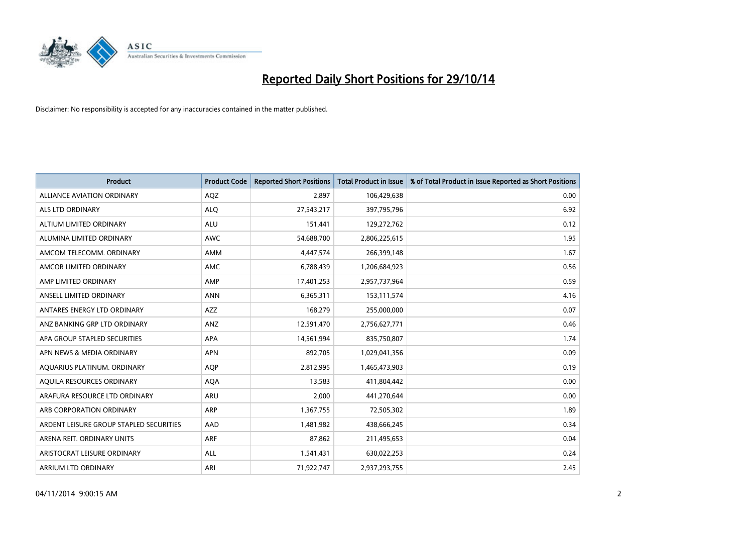# Reported Daily Short Positions for 29/10/14

Disclaimer: No responsibility is accepted for any inaccuracies contained in the matter published.

| Product | Product Code | Reported Short Positions | Total Product in Issue | % of Total Product in Issue Reported as Short Positions |
|---|---|---|---|---|
| ALLIANCE AVIATION ORDINARY | AQZ | 2,897 | 106,429,638 | 0.00 |
| ALS LTD ORDINARY | ALQ | 27,543,217 | 397,795,796 | 6.92 |
| ALTIUM LIMITED ORDINARY | ALU | 151,441 | 129,272,762 | 0.12 |
| ALUMINA LIMITED ORDINARY | AWC | 54,688,700 | 2,806,225,615 | 1.95 |
| AMCOM TELECOMM. ORDINARY | AMM | 4,447,574 | 266,399,148 | 1.67 |
| AMCOR LIMITED ORDINARY | AMC | 6,788,439 | 1,206,684,923 | 0.56 |
| AMP LIMITED ORDINARY | AMP | 17,401,253 | 2,957,737,964 | 0.59 |
| ANSELL LIMITED ORDINARY | ANN | 6,365,311 | 153,111,574 | 4.16 |
| ANTARES ENERGY LTD ORDINARY | AZZ | 168,279 | 255,000,000 | 0.07 |
| ANZ BANKING GRP LTD ORDINARY | ANZ | 12,591,470 | 2,756,627,771 | 0.46 |
| APA GROUP STAPLED SECURITIES | APA | 14,561,994 | 835,750,807 | 1.74 |
| APN NEWS & MEDIA ORDINARY | APN | 892,705 | 1,029,041,356 | 0.09 |
| AQUARIUS PLATINUM. ORDINARY | AQP | 2,812,995 | 1,465,473,903 | 0.19 |
| AQUILA RESOURCES ORDINARY | AQA | 13,583 | 411,804,442 | 0.00 |
| ARAFURA RESOURCE LTD ORDINARY | ARU | 2,000 | 441,270,644 | 0.00 |
| ARB CORPORATION ORDINARY | ARP | 1,367,755 | 72,505,302 | 1.89 |
| ARDENT LEISURE GROUP STAPLED SECURITIES | AAD | 1,481,982 | 438,666,245 | 0.34 |
| ARENA REIT. ORDINARY UNITS | ARF | 87,862 | 211,495,653 | 0.04 |
| ARISTOCRAT LEISURE ORDINARY | ALL | 1,541,431 | 630,022,253 | 0.24 |
| ARRIUM LTD ORDINARY | ARI | 71,922,747 | 2,937,293,755 | 2.45 |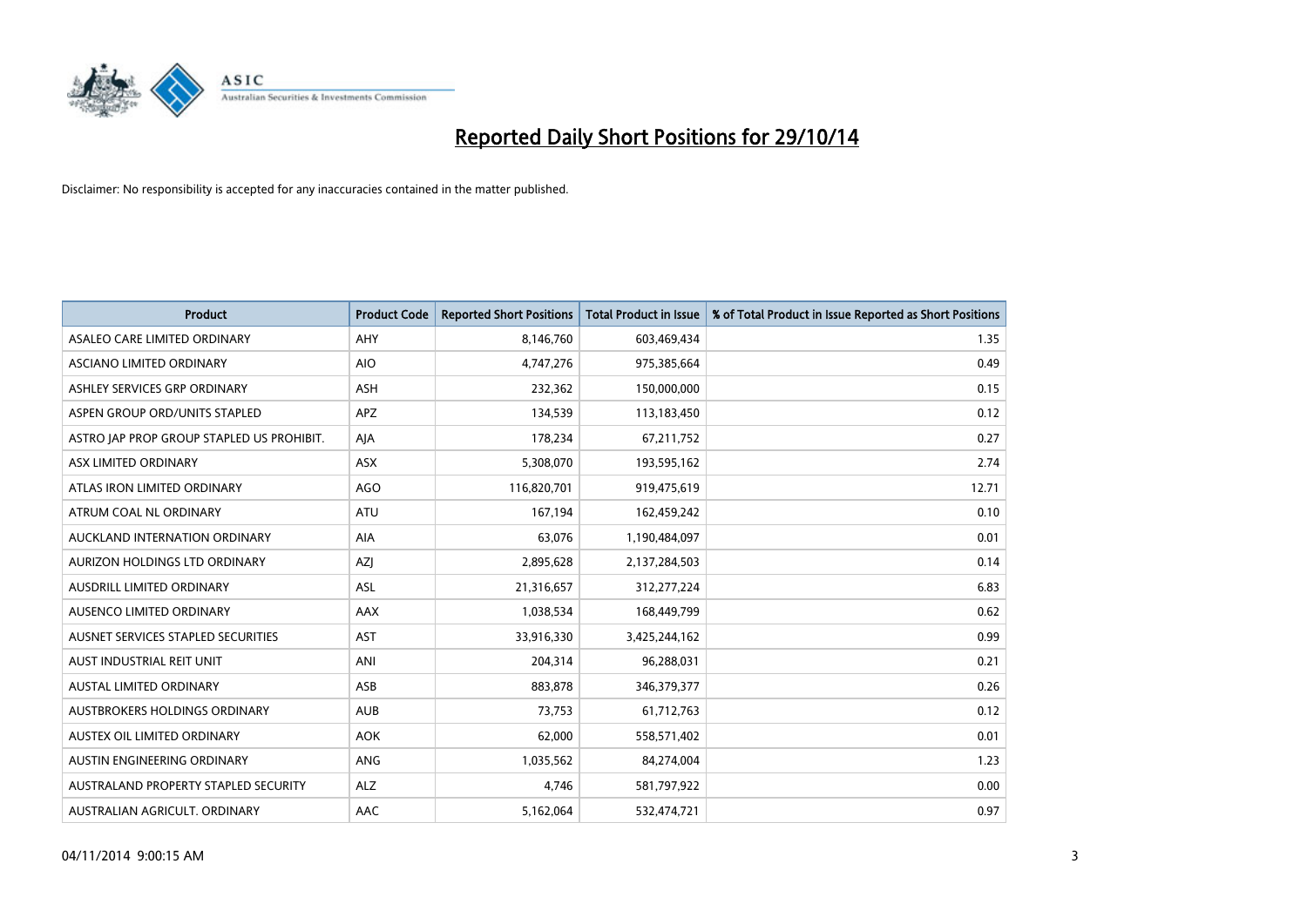# Reported Daily Short Positions for 29/10/14

Disclaimer: No responsibility is accepted for any inaccuracies contained in the matter published.

| Product | Product Code | Reported Short Positions | Total Product in Issue | % of Total Product in Issue Reported as Short Positions |
|---|---|---|---|---|
| ASALEO CARE LIMITED ORDINARY | AHY | 8,146,760 | 603,469,434 | 1.35 |
| ASCIANO LIMITED ORDINARY | AIO | 4,747,276 | 975,385,664 | 0.49 |
| ASHLEY SERVICES GRP ORDINARY | ASH | 232,362 | 150,000,000 | 0.15 |
| ASPEN GROUP ORD/UNITS STAPLED | APZ | 134,539 | 113,183,450 | 0.12 |
| ASTRO JAP PROP GROUP STAPLED US PROHIBIT. | AJA | 178,234 | 67,211,752 | 0.27 |
| ASX LIMITED ORDINARY | ASX | 5,308,070 | 193,595,162 | 2.74 |
| ATLAS IRON LIMITED ORDINARY | AGO | 116,820,701 | 919,475,619 | 12.71 |
| ATRUM COAL NL ORDINARY | ATU | 167,194 | 162,459,242 | 0.10 |
| AUCKLAND INTERNATION ORDINARY | AIA | 63,076 | 1,190,484,097 | 0.01 |
| AURIZON HOLDINGS LTD ORDINARY | AZJ | 2,895,628 | 2,137,284,503 | 0.14 |
| AUSDRILL LIMITED ORDINARY | ASL | 21,316,657 | 312,277,224 | 6.83 |
| AUSENCO LIMITED ORDINARY | AAX | 1,038,534 | 168,449,799 | 0.62 |
| AUSNET SERVICES STAPLED SECURITIES | AST | 33,916,330 | 3,425,244,162 | 0.99 |
| AUST INDUSTRIAL REIT UNIT | ANI | 204,314 | 96,288,031 | 0.21 |
| AUSTAL LIMITED ORDINARY | ASB | 883,878 | 346,379,377 | 0.26 |
| AUSTBROKERS HOLDINGS ORDINARY | AUB | 73,753 | 61,712,763 | 0.12 |
| AUSTEX OIL LIMITED ORDINARY | AOK | 62,000 | 558,571,402 | 0.01 |
| AUSTIN ENGINEERING ORDINARY | ANG | 1,035,562 | 84,274,004 | 1.23 |
| AUSTRALAND PROPERTY STAPLED SECURITY | ALZ | 4,746 | 581,797,922 | 0.00 |
| AUSTRALIAN AGRICULT. ORDINARY | AAC | 5,162,064 | 532,474,721 | 0.97 |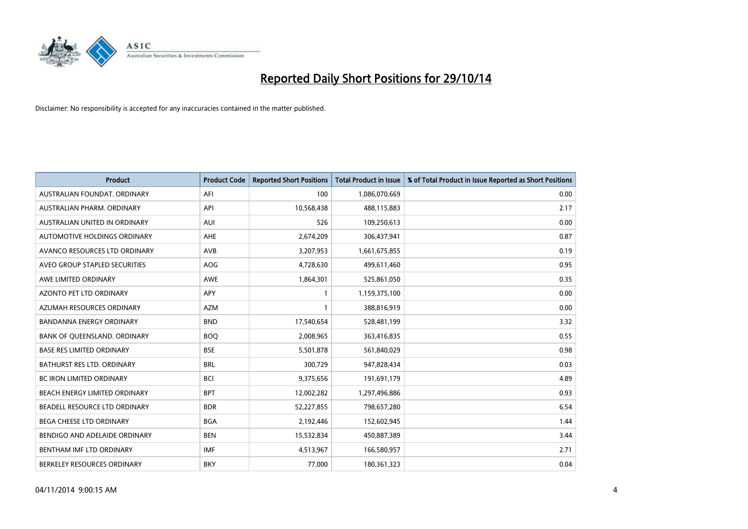# Reported Daily Short Positions for 29/10/14

Disclaimer: No responsibility is accepted for any inaccuracies contained in the matter published.

| Product | Product Code | Reported Short Positions | Total Product in Issue | % of Total Product in Issue Reported as Short Positions |
|---|---|---|---|---|
| AUSTRALIAN FOUNDAT. ORDINARY | AFI | 100 | 1,086,070,669 | 0.00 |
| AUSTRALIAN PHARM. ORDINARY | API | 10,568,438 | 488,115,883 | 2.17 |
| AUSTRALIAN UNITED IN ORDINARY | AUI | 526 | 109,250,613 | 0.00 |
| AUTOMOTIVE HOLDINGS ORDINARY | AHE | 2,674,209 | 306,437,941 | 0.87 |
| AVANCO RESOURCES LTD ORDINARY | AVB | 3,207,953 | 1,661,675,855 | 0.19 |
| AVEO GROUP STAPLED SECURITIES | AOG | 4,728,630 | 499,611,460 | 0.95 |
| AWE LIMITED ORDINARY | AWE | 1,864,301 | 525,861,050 | 0.35 |
| AZONTO PET LTD ORDINARY | APY | 1 | 1,159,375,100 | 0.00 |
| AZUMAH RESOURCES ORDINARY | AZM | 1 | 388,816,919 | 0.00 |
| BANDANNA ENERGY ORDINARY | BND | 17,540,654 | 528,481,199 | 3.32 |
| BANK OF QUEENSLAND. ORDINARY | BOQ | 2,008,965 | 363,416,835 | 0.55 |
| BASE RES LIMITED ORDINARY | BSE | 5,501,878 | 561,840,029 | 0.98 |
| BATHURST RES LTD. ORDINARY | BRL | 300,729 | 947,828,434 | 0.03 |
| BC IRON LIMITED ORDINARY | BCI | 9,375,656 | 191,691,179 | 4.89 |
| BEACH ENERGY LIMITED ORDINARY | BPT | 12,002,282 | 1,297,496,886 | 0.93 |
| BEADELL RESOURCE LTD ORDINARY | BDR | 52,227,855 | 798,657,280 | 6.54 |
| BEGA CHEESE LTD ORDINARY | BGA | 2,192,446 | 152,602,945 | 1.44 |
| BENDIGO AND ADELAIDE ORDINARY | BEN | 15,532,834 | 450,887,389 | 3.44 |
| BENTHAM IMF LTD ORDINARY | IMF | 4,513,967 | 166,580,957 | 2.71 |
| BERKELEY RESOURCES ORDINARY | BKY | 77,000 | 180,361,323 | 0.04 |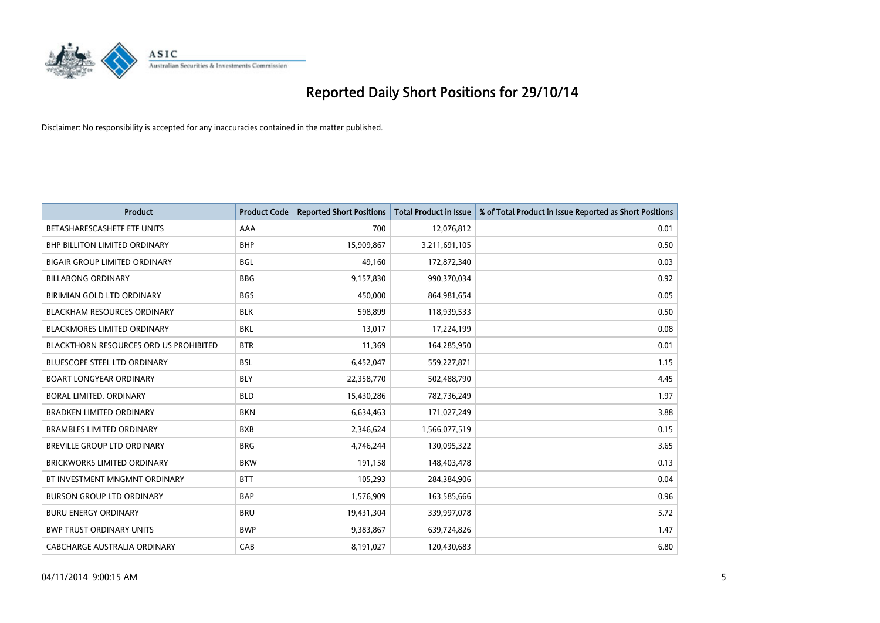# Reported Daily Short Positions for 29/10/14

Disclaimer: No responsibility is accepted for any inaccuracies contained in the matter published.

| Product | Product Code | Reported Short Positions | Total Product in Issue | % of Total Product in Issue Reported as Short Positions |
| --- | --- | --- | --- | --- |
| BETASHARESCASHETF ETF UNITS | AAA | 700 | 12,076,812 | 0.01 |
| BHP BILLITON LIMITED ORDINARY | BHP | 15,909,867 | 3,211,691,105 | 0.50 |
| BIGAIR GROUP LIMITED ORDINARY | BGL | 49,160 | 172,872,340 | 0.03 |
| BILLABONG ORDINARY | BBG | 9,157,830 | 990,370,034 | 0.92 |
| BIRIMIAN GOLD LTD ORDINARY | BGS | 450,000 | 864,981,654 | 0.05 |
| BLACKHAM RESOURCES ORDINARY | BLK | 598,899 | 118,939,533 | 0.50 |
| BLACKMORES LIMITED ORDINARY | BKL | 13,017 | 17,224,199 | 0.08 |
| BLACKTHORN RESOURCES ORD US PROHIBITED | BTR | 11,369 | 164,285,950 | 0.01 |
| BLUESCOPE STEEL LTD ORDINARY | BSL | 6,452,047 | 559,227,871 | 1.15 |
| BOART LONGYEAR ORDINARY | BLY | 22,358,770 | 502,488,790 | 4.45 |
| BORAL LIMITED. ORDINARY | BLD | 15,430,286 | 782,736,249 | 1.97 |
| BRADKEN LIMITED ORDINARY | BKN | 6,634,463 | 171,027,249 | 3.88 |
| BRAMBLES LIMITED ORDINARY | BXB | 2,346,624 | 1,566,077,519 | 0.15 |
| BREVILLE GROUP LTD ORDINARY | BRG | 4,746,244 | 130,095,322 | 3.65 |
| BRICKWORKS LIMITED ORDINARY | BKW | 191,158 | 148,403,478 | 0.13 |
| BT INVESTMENT MNGMNT ORDINARY | BTT | 105,293 | 284,384,906 | 0.04 |
| BURSON GROUP LTD ORDINARY | BAP | 1,576,909 | 163,585,666 | 0.96 |
| BURU ENERGY ORDINARY | BRU | 19,431,304 | 339,997,078 | 5.72 |
| BWP TRUST ORDINARY UNITS | BWP | 9,383,867 | 639,724,826 | 1.47 |
| CABCHARGE AUSTRALIA ORDINARY | CAB | 8,191,027 | 120,430,683 | 6.80 |

04/11/2014 9:00:15 AM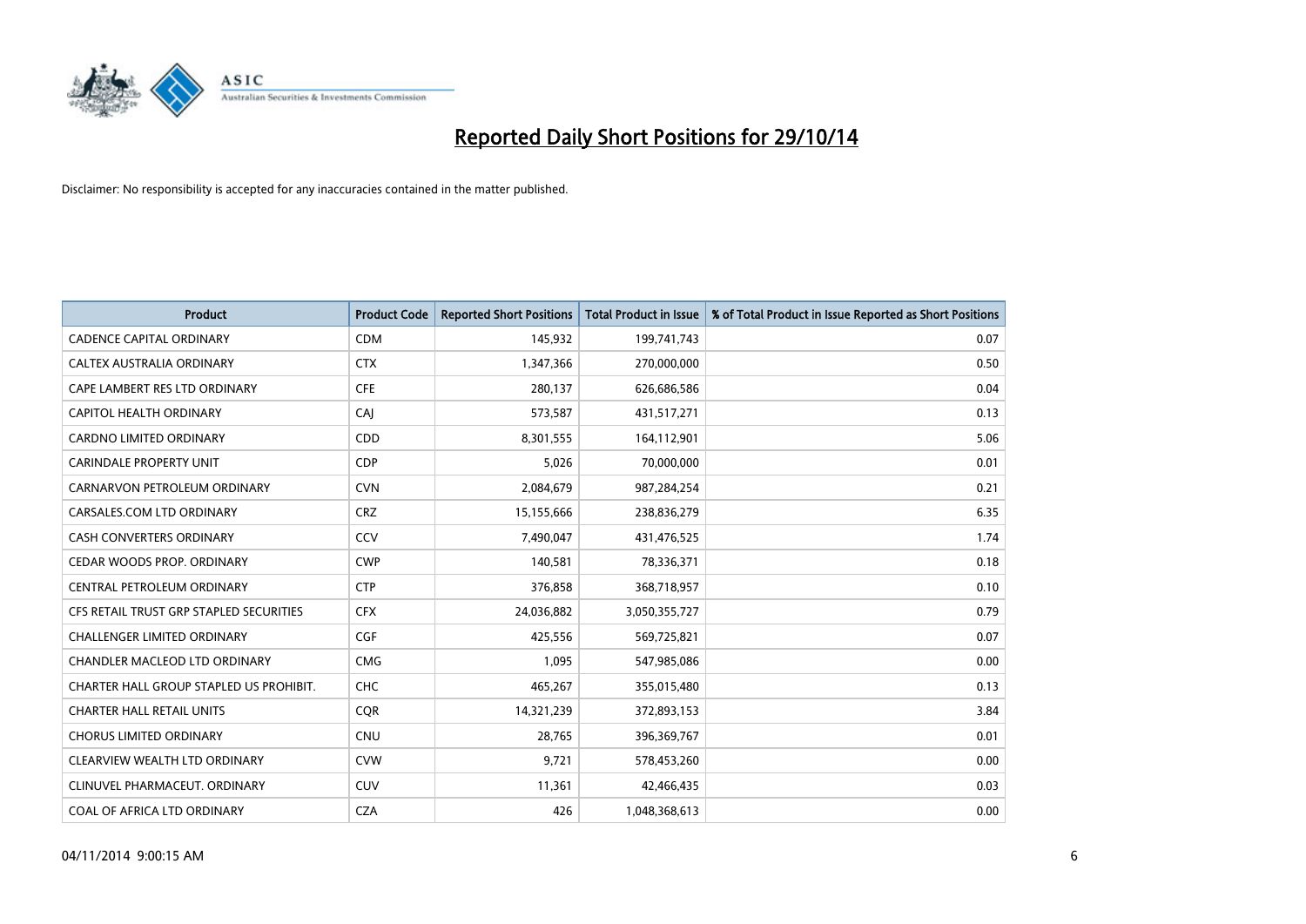# Reported Daily Short Positions for 29/10/14

Disclaimer: No responsibility is accepted for any inaccuracies contained in the matter published.

| Product | Product Code | Reported Short Positions | Total Product in Issue | % of Total Product in Issue Reported as Short Positions |
|---|---|---|---|---|
| CADENCE CAPITAL ORDINARY | CDM | 145,932 | 199,741,743 | 0.07 |
| CALTEX AUSTRALIA ORDINARY | CTX | 1,347,366 | 270,000,000 | 0.50 |
| CAPE LAMBERT RES LTD ORDINARY | CFE | 280,137 | 626,686,586 | 0.04 |
| CAPITOL HEALTH ORDINARY | CAJ | 573,587 | 431,517,271 | 0.13 |
| CARDNO LIMITED ORDINARY | CDD | 8,301,555 | 164,112,901 | 5.06 |
| CARINDALE PROPERTY UNIT | CDP | 5,026 | 70,000,000 | 0.01 |
| CARNARVON PETROLEUM ORDINARY | CVN | 2,084,679 | 987,284,254 | 0.21 |
| CARSALES.COM LTD ORDINARY | CRZ | 15,155,666 | 238,836,279 | 6.35 |
| CASH CONVERTERS ORDINARY | CCV | 7,490,047 | 431,476,525 | 1.74 |
| CEDAR WOODS PROP. ORDINARY | CWP | 140,581 | 78,336,371 | 0.18 |
| CENTRAL PETROLEUM ORDINARY | CTP | 376,858 | 368,718,957 | 0.10 |
| CFS RETAIL TRUST GRP STAPLED SECURITIES | CFX | 24,036,882 | 3,050,355,727 | 0.79 |
| CHALLENGER LIMITED ORDINARY | CGF | 425,556 | 569,725,821 | 0.07 |
| CHANDLER MACLEOD LTD ORDINARY | CMG | 1,095 | 547,985,086 | 0.00 |
| CHARTER HALL GROUP STAPLED US PROHIBIT. | CHC | 465,267 | 355,015,480 | 0.13 |
| CHARTER HALL RETAIL UNITS | CQR | 14,321,239 | 372,893,153 | 3.84 |
| CHORUS LIMITED ORDINARY | CNU | 28,765 | 396,369,767 | 0.01 |
| CLEARVIEW WEALTH LTD ORDINARY | CVW | 9,721 | 578,453,260 | 0.00 |
| CLINUVEL PHARMACEUT. ORDINARY | CUV | 11,361 | 42,466,435 | 0.03 |
| COAL OF AFRICA LTD ORDINARY | CZA | 426 | 1,048,368,613 | 0.00 |

04/11/2014 9:00:15 AM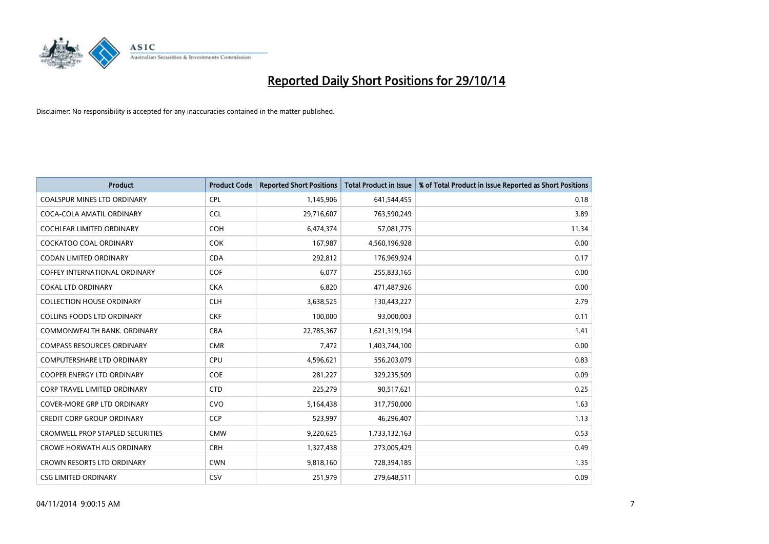# Reported Daily Short Positions for 29/10/14

Disclaimer: No responsibility is accepted for any inaccuracies contained in the matter published.

| Product | Product Code | Reported Short Positions | Total Product in Issue | % of Total Product in Issue Reported as Short Positions |
|---|---|---|---|---|
| COALSPUR MINES LTD ORDINARY | CPL | 1,145,906 | 641,544,455 | 0.18 |
| COCA-COLA AMATIL ORDINARY | CCL | 29,716,607 | 763,590,249 | 3.89 |
| COCHLEAR LIMITED ORDINARY | COH | 6,474,374 | 57,081,775 | 11.34 |
| COCKATOO COAL ORDINARY | COK | 167,987 | 4,560,196,928 | 0.00 |
| CODAN LIMITED ORDINARY | CDA | 292,812 | 176,969,924 | 0.17 |
| COFFEY INTERNATIONAL ORDINARY | COF | 6,077 | 255,833,165 | 0.00 |
| COKAL LTD ORDINARY | CKA | 6,820 | 471,487,926 | 0.00 |
| COLLECTION HOUSE ORDINARY | CLH | 3,638,525 | 130,443,227 | 2.79 |
| COLLINS FOODS LTD ORDINARY | CKF | 100,000 | 93,000,003 | 0.11 |
| COMMONWEALTH BANK. ORDINARY | CBA | 22,785,367 | 1,621,319,194 | 1.41 |
| COMPASS RESOURCES ORDINARY | CMR | 7,472 | 1,403,744,100 | 0.00 |
| COMPUTERSHARE LTD ORDINARY | CPU | 4,596,621 | 556,203,079 | 0.83 |
| COOPER ENERGY LTD ORDINARY | COE | 281,227 | 329,235,509 | 0.09 |
| CORP TRAVEL LIMITED ORDINARY | CTD | 225,279 | 90,517,621 | 0.25 |
| COVER-MORE GRP LTD ORDINARY | CVO | 5,164,438 | 317,750,000 | 1.63 |
| CREDIT CORP GROUP ORDINARY | CCP | 523,997 | 46,296,407 | 1.13 |
| CROMWELL PROP STAPLED SECURITIES | CMW | 9,220,625 | 1,733,132,163 | 0.53 |
| CROWE HORWATH AUS ORDINARY | CRH | 1,327,438 | 273,005,429 | 0.49 |
| CROWN RESORTS LTD ORDINARY | CWN | 9,818,160 | 728,394,185 | 1.35 |
| CSG LIMITED ORDINARY | CSV | 251,979 | 279,648,511 | 0.09 |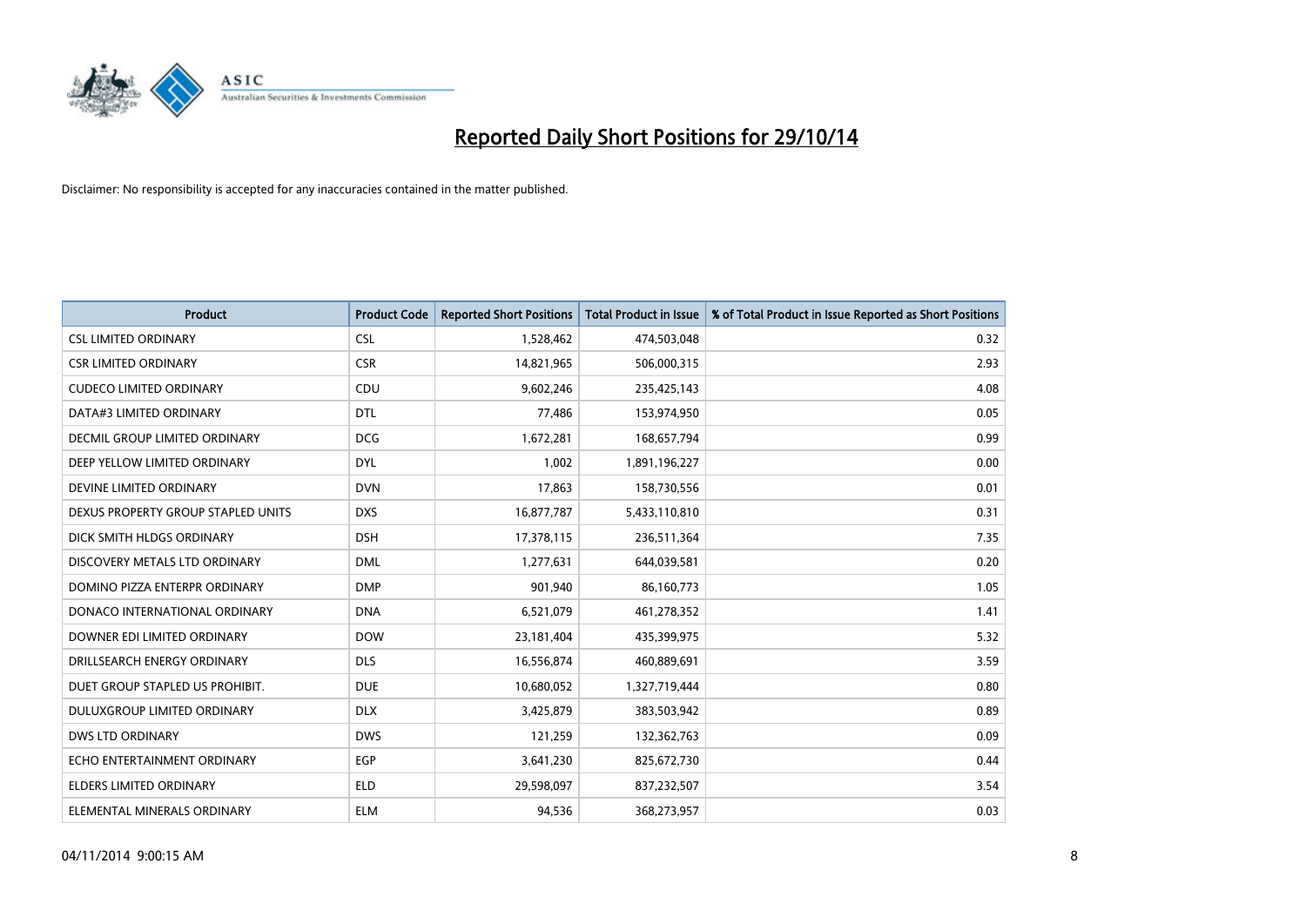# Reported Daily Short Positions for 29/10/14

Disclaimer: No responsibility is accepted for any inaccuracies contained in the matter published.

| Product | Product Code | Reported Short Positions | Total Product in Issue | % of Total Product in Issue Reported as Short Positions |
|---|---|---|---|---|
| CSL LIMITED ORDINARY | CSL | 1,528,462 | 474,503,048 | 0.32 |
| CSR LIMITED ORDINARY | CSR | 14,821,965 | 506,000,315 | 2.93 |
| CUDECO LIMITED ORDINARY | CDU | 9,602,246 | 235,425,143 | 4.08 |
| DATA#3 LIMITED ORDINARY | DTL | 77,486 | 153,974,950 | 0.05 |
| DECMIL GROUP LIMITED ORDINARY | DCG | 1,672,281 | 168,657,794 | 0.99 |
| DEEP YELLOW LIMITED ORDINARY | DYL | 1,002 | 1,891,196,227 | 0.00 |
| DEVINE LIMITED ORDINARY | DVN | 17,863 | 158,730,556 | 0.01 |
| DEXUS PROPERTY GROUP STAPLED UNITS | DXS | 16,877,787 | 5,433,110,810 | 0.31 |
| DICK SMITH HLDGS ORDINARY | DSH | 17,378,115 | 236,511,364 | 7.35 |
| DISCOVERY METALS LTD ORDINARY | DML | 1,277,631 | 644,039,581 | 0.20 |
| DOMINO PIZZA ENTERPR ORDINARY | DMP | 901,940 | 86,160,773 | 1.05 |
| DONACO INTERNATIONAL ORDINARY | DNA | 6,521,079 | 461,278,352 | 1.41 |
| DOWNER EDI LIMITED ORDINARY | DOW | 23,181,404 | 435,399,975 | 5.32 |
| DRILLSEARCH ENERGY ORDINARY | DLS | 16,556,874 | 460,889,691 | 3.59 |
| DUET GROUP STAPLED US PROHIBIT. | DUE | 10,680,052 | 1,327,719,444 | 0.80 |
| DULUXGROUP LIMITED ORDINARY | DLX | 3,425,879 | 383,503,942 | 0.89 |
| DWS LTD ORDINARY | DWS | 121,259 | 132,362,763 | 0.09 |
| ECHO ENTERTAINMENT ORDINARY | EGP | 3,641,230 | 825,672,730 | 0.44 |
| ELDERS LIMITED ORDINARY | ELD | 29,598,097 | 837,232,507 | 3.54 |
| ELEMENTAL MINERALS ORDINARY | ELM | 94,536 | 368,273,957 | 0.03 |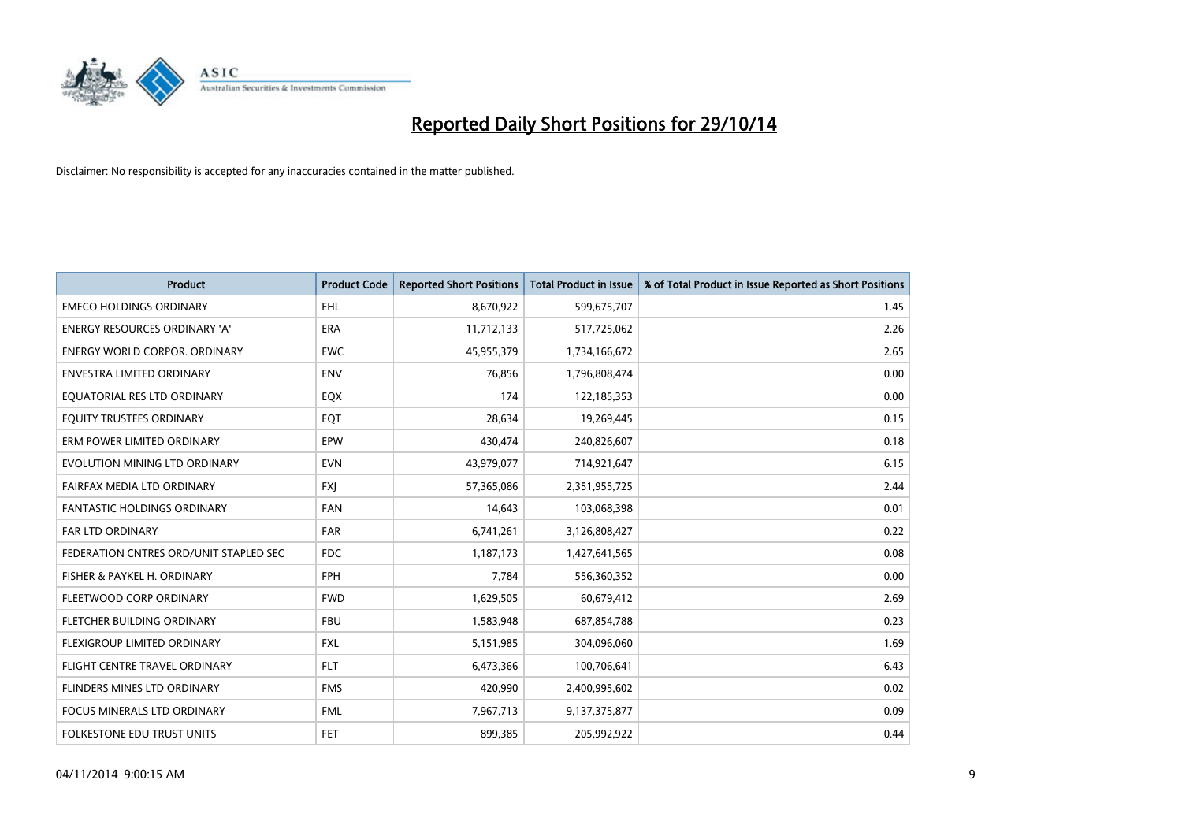# Reported Daily Short Positions for 29/10/14

Disclaimer: No responsibility is accepted for any inaccuracies contained in the matter published.

| Product | Product Code | Reported Short Positions | Total Product in Issue | % of Total Product in Issue Reported as Short Positions |
|---|---|---|---|---|
| EMECO HOLDINGS ORDINARY | EHL | 8,670,922 | 599,675,707 | 1.45 |
| ENERGY RESOURCES ORDINARY 'A' | ERA | 11,712,133 | 517,725,062 | 2.26 |
| ENERGY WORLD CORPOR. ORDINARY | EWC | 45,955,379 | 1,734,166,672 | 2.65 |
| ENVESTRA LIMITED ORDINARY | ENV | 76,856 | 1,796,808,474 | 0.00 |
| EQUATORIAL RES LTD ORDINARY | EQX | 174 | 122,185,353 | 0.00 |
| EQUITY TRUSTEES ORDINARY | EQT | 28,634 | 19,269,445 | 0.15 |
| ERM POWER LIMITED ORDINARY | EPW | 430,474 | 240,826,607 | 0.18 |
| EVOLUTION MINING LTD ORDINARY | EVN | 43,979,077 | 714,921,647 | 6.15 |
| FAIRFAX MEDIA LTD ORDINARY | FXJ | 57,365,086 | 2,351,955,725 | 2.44 |
| FANTASTIC HOLDINGS ORDINARY | FAN | 14,643 | 103,068,398 | 0.01 |
| FAR LTD ORDINARY | FAR | 6,741,261 | 3,126,808,427 | 0.22 |
| FEDERATION CNTRES ORD/UNIT STAPLED SEC | FDC | 1,187,173 | 1,427,641,565 | 0.08 |
| FISHER & PAYKEL H. ORDINARY | FPH | 7,784 | 556,360,352 | 0.00 |
| FLEETWOOD CORP ORDINARY | FWD | 1,629,505 | 60,679,412 | 2.69 |
| FLETCHER BUILDING ORDINARY | FBU | 1,583,948 | 687,854,788 | 0.23 |
| FLEXIGROUP LIMITED ORDINARY | FXL | 5,151,985 | 304,096,060 | 1.69 |
| FLIGHT CENTRE TRAVEL ORDINARY | FLT | 6,473,366 | 100,706,641 | 6.43 |
| FLINDERS MINES LTD ORDINARY | FMS | 420,990 | 2,400,995,602 | 0.02 |
| FOCUS MINERALS LTD ORDINARY | FML | 7,967,713 | 9,137,375,877 | 0.09 |
| FOLKESTONE EDU TRUST UNITS | FET | 899,385 | 205,992,922 | 0.44 |

04/11/2014 9:00:15 AM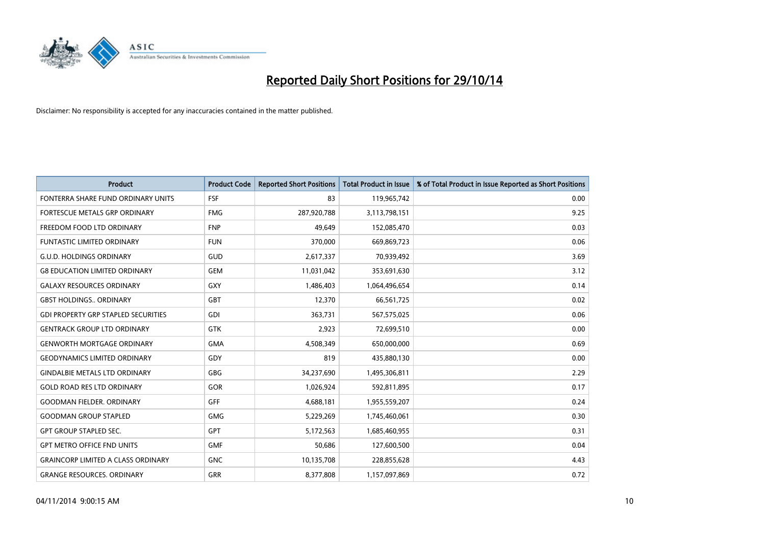# Reported Daily Short Positions for 29/10/14

Disclaimer: No responsibility is accepted for any inaccuracies contained in the matter published.

| Product | Product Code | Reported Short Positions | Total Product in Issue | % of Total Product in Issue Reported as Short Positions |
|---|---|---|---|---|
| FONTERRA SHARE FUND ORDINARY UNITS | FSF | 83 | 119,965,742 | 0.00 |
| FORTESCUE METALS GRP ORDINARY | FMG | 287,920,788 | 3,113,798,151 | 9.25 |
| FREEDOM FOOD LTD ORDINARY | FNP | 49,649 | 152,085,470 | 0.03 |
| FUNTASTIC LIMITED ORDINARY | FUN | 370,000 | 669,869,723 | 0.06 |
| G.U.D. HOLDINGS ORDINARY | GUD | 2,617,337 | 70,939,492 | 3.69 |
| G8 EDUCATION LIMITED ORDINARY | GEM | 11,031,042 | 353,691,630 | 3.12 |
| GALAXY RESOURCES ORDINARY | GXY | 1,486,403 | 1,064,496,654 | 0.14 |
| GBST HOLDINGS.. ORDINARY | GBT | 12,370 | 66,561,725 | 0.02 |
| GDI PROPERTY GRP STAPLED SECURITIES | GDI | 363,731 | 567,575,025 | 0.06 |
| GENTRACK GROUP LTD ORDINARY | GTK | 2,923 | 72,699,510 | 0.00 |
| GENWORTH MORTGAGE ORDINARY | GMA | 4,508,349 | 650,000,000 | 0.69 |
| GEODYNAMICS LIMITED ORDINARY | GDY | 819 | 435,880,130 | 0.00 |
| GINDALBIE METALS LTD ORDINARY | GBG | 34,237,690 | 1,495,306,811 | 2.29 |
| GOLD ROAD RES LTD ORDINARY | GOR | 1,026,924 | 592,811,895 | 0.17 |
| GOODMAN FIELDER. ORDINARY | GFF | 4,688,181 | 1,955,559,207 | 0.24 |
| GOODMAN GROUP STAPLED | GMG | 5,229,269 | 1,745,460,061 | 0.30 |
| GPT GROUP STAPLED SEC. | GPT | 5,172,563 | 1,685,460,955 | 0.31 |
| GPT METRO OFFICE FND UNITS | GMF | 50,686 | 127,600,500 | 0.04 |
| GRAINCORP LIMITED A CLASS ORDINARY | GNC | 10,135,708 | 228,855,628 | 4.43 |
| GRANGE RESOURCES. ORDINARY | GRR | 8,377,808 | 1,157,097,869 | 0.72 |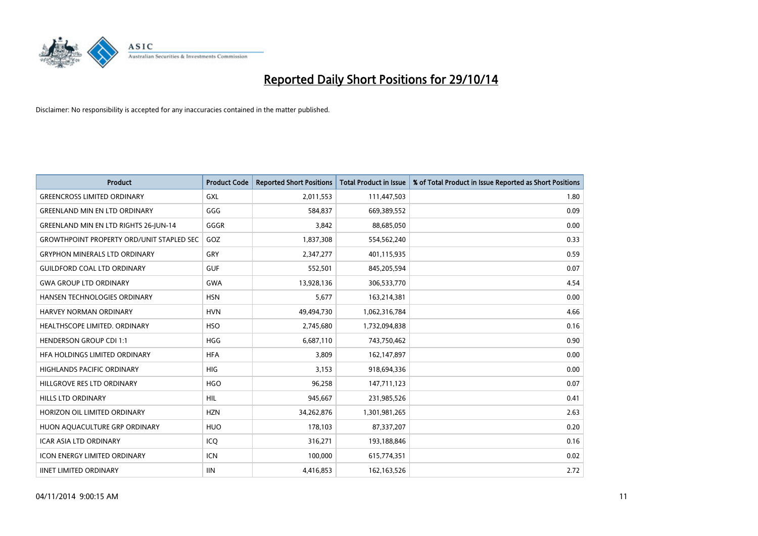# Reported Daily Short Positions for 29/10/14

Disclaimer: No responsibility is accepted for any inaccuracies contained in the matter published.

| Product | Product Code | Reported Short Positions | Total Product in Issue | % of Total Product in Issue Reported as Short Positions |
|---|---|---|---|---|
| GREENCROSS LIMITED ORDINARY | GXL | 2,011,553 | 111,447,503 | 1.80 |
| GREENLAND MIN EN LTD ORDINARY | GGG | 584,837 | 669,389,552 | 0.09 |
| GREENLAND MIN EN LTD RIGHTS 26-JUN-14 | GGGR | 3,842 | 88,685,050 | 0.00 |
| GROWTHPOINT PROPERTY ORD/UNIT STAPLED SEC | GOZ | 1,837,308 | 554,562,240 | 0.33 |
| GRYPHON MINERALS LTD ORDINARY | GRY | 2,347,277 | 401,115,935 | 0.59 |
| GUILDFORD COAL LTD ORDINARY | GUF | 552,501 | 845,205,594 | 0.07 |
| GWA GROUP LTD ORDINARY | GWA | 13,928,136 | 306,533,770 | 4.54 |
| HANSEN TECHNOLOGIES ORDINARY | HSN | 5,677 | 163,214,381 | 0.00 |
| HARVEY NORMAN ORDINARY | HVN | 49,494,730 | 1,062,316,784 | 4.66 |
| HEALTHSCOPE LIMITED. ORDINARY | HSO | 2,745,680 | 1,732,094,838 | 0.16 |
| HENDERSON GROUP CDI 1:1 | HGG | 6,687,110 | 743,750,462 | 0.90 |
| HFA HOLDINGS LIMITED ORDINARY | HFA | 3,809 | 162,147,897 | 0.00 |
| HIGHLANDS PACIFIC ORDINARY | HIG | 3,153 | 918,694,336 | 0.00 |
| HILLGROVE RES LTD ORDINARY | HGO | 96,258 | 147,711,123 | 0.07 |
| HILLS LTD ORDINARY | HIL | 945,667 | 231,985,526 | 0.41 |
| HORIZON OIL LIMITED ORDINARY | HZN | 34,262,876 | 1,301,981,265 | 2.63 |
| HUON AQUACULTURE GRP ORDINARY | HUO | 178,103 | 87,337,207 | 0.20 |
| ICAR ASIA LTD ORDINARY | ICQ | 316,271 | 193,188,846 | 0.16 |
| ICON ENERGY LIMITED ORDINARY | ICN | 100,000 | 615,774,351 | 0.02 |
| IINET LIMITED ORDINARY | IIN | 4,416,853 | 162,163,526 | 2.72 |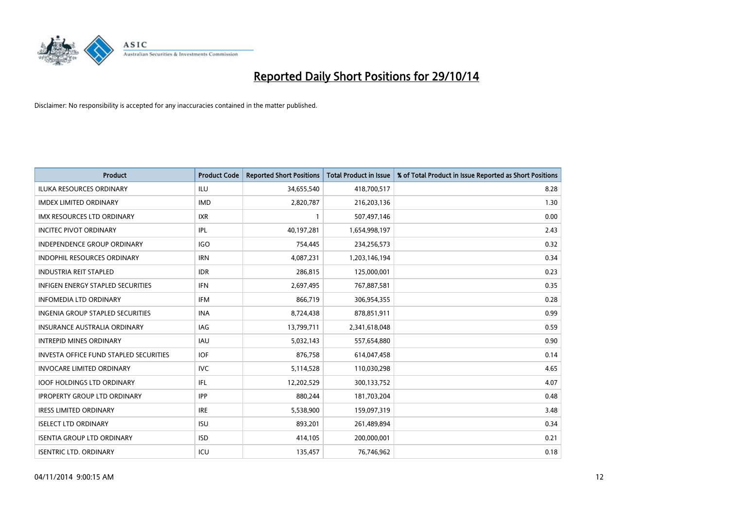# Reported Daily Short Positions for 29/10/14

Disclaimer: No responsibility is accepted for any inaccuracies contained in the matter published.

| Product | Product Code | Reported Short Positions | Total Product in Issue | % of Total Product in Issue Reported as Short Positions |
|---|---|---|---|---|
| ILUKA RESOURCES ORDINARY | ILU | 34,655,540 | 418,700,517 | 8.28 |
| IMDEX LIMITED ORDINARY | IMD | 2,820,787 | 216,203,136 | 1.30 |
| IMX RESOURCES LTD ORDINARY | IXR | 1 | 507,497,146 | 0.00 |
| INCITEC PIVOT ORDINARY | IPL | 40,197,281 | 1,654,998,197 | 2.43 |
| INDEPENDENCE GROUP ORDINARY | IGO | 754,445 | 234,256,573 | 0.32 |
| INDOPHIL RESOURCES ORDINARY | IRN | 4,087,231 | 1,203,146,194 | 0.34 |
| INDUSTRIA REIT STAPLED | IDR | 286,815 | 125,000,001 | 0.23 |
| INFIGEN ENERGY STAPLED SECURITIES | IFN | 2,697,495 | 767,887,581 | 0.35 |
| INFOMEDIA LTD ORDINARY | IFM | 866,719 | 306,954,355 | 0.28 |
| INGENIA GROUP STAPLED SECURITIES | INA | 8,724,438 | 878,851,911 | 0.99 |
| INSURANCE AUSTRALIA ORDINARY | IAG | 13,799,711 | 2,341,618,048 | 0.59 |
| INTREPID MINES ORDINARY | IAU | 5,032,143 | 557,654,880 | 0.90 |
| INVESTA OFFICE FUND STAPLED SECURITIES | IOF | 876,758 | 614,047,458 | 0.14 |
| INVOCARE LIMITED ORDINARY | IVC | 5,114,528 | 110,030,298 | 4.65 |
| IOOF HOLDINGS LTD ORDINARY | IFL | 12,202,529 | 300,133,752 | 4.07 |
| IPROPERTY GROUP LTD ORDINARY | IPP | 880,244 | 181,703,204 | 0.48 |
| IRESS LIMITED ORDINARY | IRE | 5,538,900 | 159,097,319 | 3.48 |
| ISELECT LTD ORDINARY | ISU | 893,201 | 261,489,894 | 0.34 |
| ISENTIA GROUP LTD ORDINARY | ISD | 414,105 | 200,000,001 | 0.21 |
| ISENTRIC LTD. ORDINARY | ICU | 135,457 | 76,746,962 | 0.18 |

04/11/2014 9:00:15 AM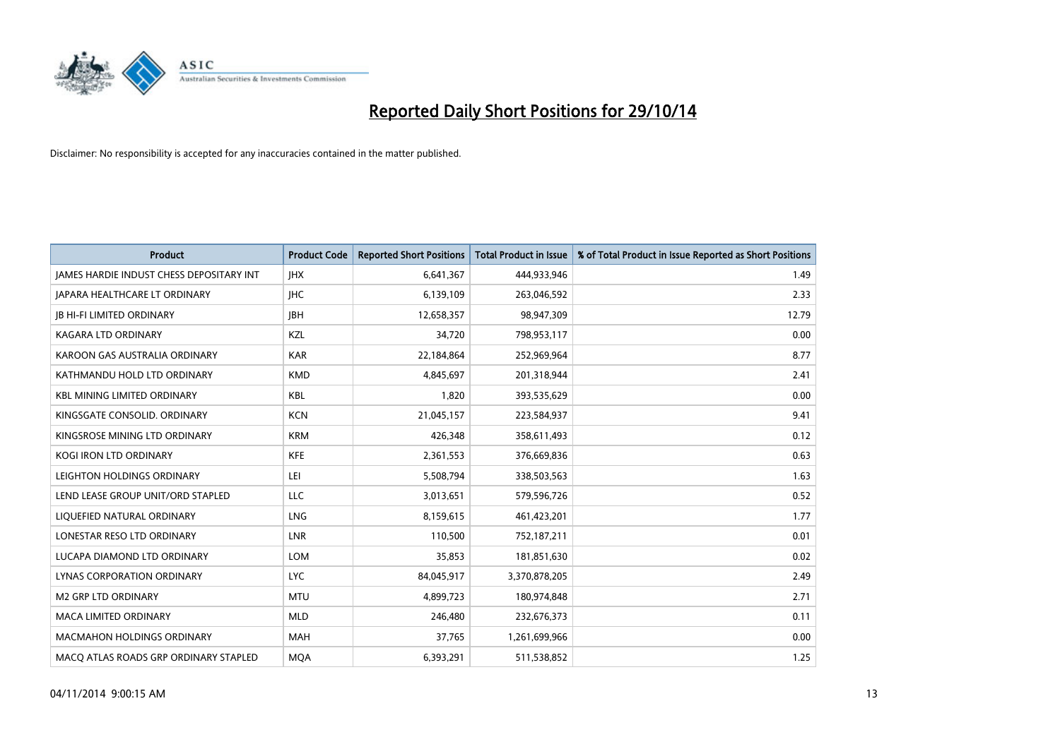# Reported Daily Short Positions for 29/10/14

Disclaimer: No responsibility is accepted for any inaccuracies contained in the matter published.

| Product | Product Code | Reported Short Positions | Total Product in Issue | % of Total Product in Issue Reported as Short Positions |
|---|---|---|---|---|
| JAMES HARDIE INDUST CHESS DEPOSITARY INT | JHX | 6,641,367 | 444,933,946 | 1.49 |
| JAPARA HEALTHCARE LT ORDINARY | JHC | 6,139,109 | 263,046,592 | 2.33 |
| JB HI-FI LIMITED ORDINARY | JBH | 12,658,357 | 98,947,309 | 12.79 |
| KAGARA LTD ORDINARY | KZL | 34,720 | 798,953,117 | 0.00 |
| KAROON GAS AUSTRALIA ORDINARY | KAR | 22,184,864 | 252,969,964 | 8.77 |
| KATHMANDU HOLD LTD ORDINARY | KMD | 4,845,697 | 201,318,944 | 2.41 |
| KBL MINING LIMITED ORDINARY | KBL | 1,820 | 393,535,629 | 0.00 |
| KINGSGATE CONSOLID. ORDINARY | KCN | 21,045,157 | 223,584,937 | 9.41 |
| KINGSROSE MINING LTD ORDINARY | KRM | 426,348 | 358,611,493 | 0.12 |
| KOGI IRON LTD ORDINARY | KFE | 2,361,553 | 376,669,836 | 0.63 |
| LEIGHTON HOLDINGS ORDINARY | LEI | 5,508,794 | 338,503,563 | 1.63 |
| LEND LEASE GROUP UNIT/ORD STAPLED | LLC | 3,013,651 | 579,596,726 | 0.52 |
| LIQUEFIED NATURAL ORDINARY | LNG | 8,159,615 | 461,423,201 | 1.77 |
| LONESTAR RESO LTD ORDINARY | LNR | 110,500 | 752,187,211 | 0.01 |
| LUCAPA DIAMOND LTD ORDINARY | LOM | 35,853 | 181,851,630 | 0.02 |
| LYNAS CORPORATION ORDINARY | LYC | 84,045,917 | 3,370,878,205 | 2.49 |
| M2 GRP LTD ORDINARY | MTU | 4,899,723 | 180,974,848 | 2.71 |
| MACA LIMITED ORDINARY | MLD | 246,480 | 232,676,373 | 0.11 |
| MACMAHON HOLDINGS ORDINARY | MAH | 37,765 | 1,261,699,966 | 0.00 |
| MACQ ATLAS ROADS GRP ORDINARY STAPLED | MQA | 6,393,291 | 511,538,852 | 1.25 |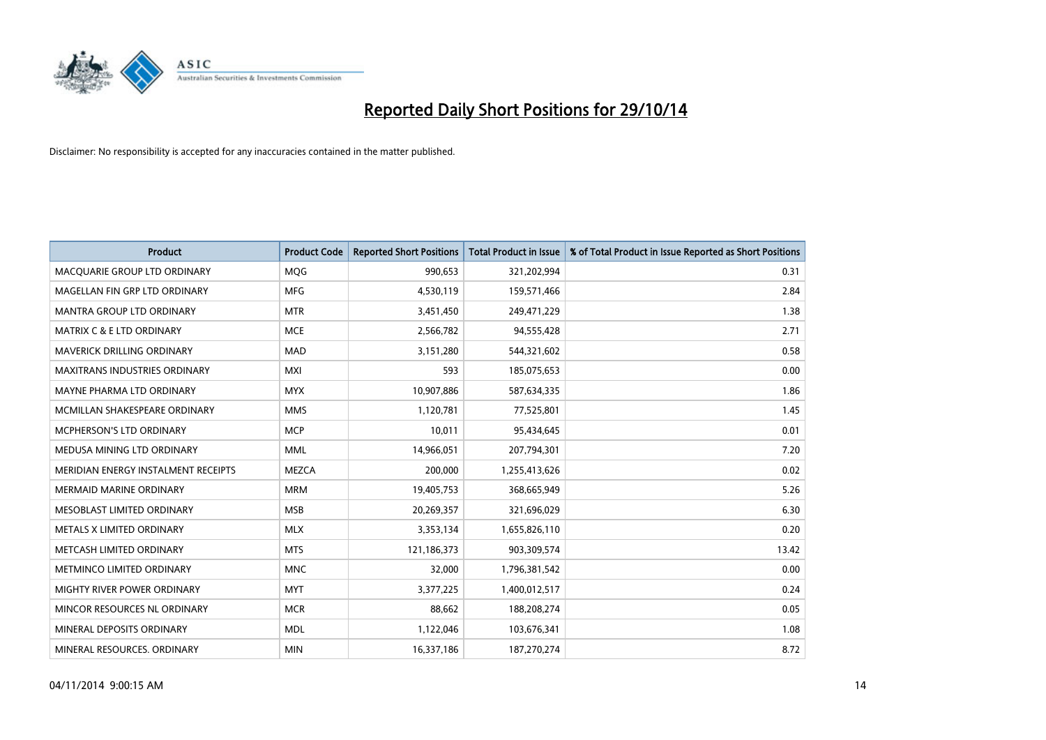# Reported Daily Short Positions for 29/10/14

Disclaimer: No responsibility is accepted for any inaccuracies contained in the matter published.

| Product | Product Code | Reported Short Positions | Total Product in Issue | % of Total Product in Issue Reported as Short Positions |
|---|---|---|---|---|
| MACQUARIE GROUP LTD ORDINARY | MQG | 990,653 | 321,202,994 | 0.31 |
| MAGELLAN FIN GRP LTD ORDINARY | MFG | 4,530,119 | 159,571,466 | 2.84 |
| MANTRA GROUP LTD ORDINARY | MTR | 3,451,450 | 249,471,229 | 1.38 |
| MATRIX C & E LTD ORDINARY | MCE | 2,566,782 | 94,555,428 | 2.71 |
| MAVERICK DRILLING ORDINARY | MAD | 3,151,280 | 544,321,602 | 0.58 |
| MAXITRANS INDUSTRIES ORDINARY | MXI | 593 | 185,075,653 | 0.00 |
| MAYNE PHARMA LTD ORDINARY | MYX | 10,907,886 | 587,634,335 | 1.86 |
| MCMILLAN SHAKESPEARE ORDINARY | MMS | 1,120,781 | 77,525,801 | 1.45 |
| MCPHERSON'S LTD ORDINARY | MCP | 10,011 | 95,434,645 | 0.01 |
| MEDUSA MINING LTD ORDINARY | MML | 14,966,051 | 207,794,301 | 7.20 |
| MERIDIAN ENERGY INSTALMENT RECEIPTS | MEZCA | 200,000 | 1,255,413,626 | 0.02 |
| MERMAID MARINE ORDINARY | MRM | 19,405,753 | 368,665,949 | 5.26 |
| MESOBLAST LIMITED ORDINARY | MSB | 20,269,357 | 321,696,029 | 6.30 |
| METALS X LIMITED ORDINARY | MLX | 3,353,134 | 1,655,826,110 | 0.20 |
| METCASH LIMITED ORDINARY | MTS | 121,186,373 | 903,309,574 | 13.42 |
| METMINCO LIMITED ORDINARY | MNC | 32,000 | 1,796,381,542 | 0.00 |
| MIGHTY RIVER POWER ORDINARY | MYT | 3,377,225 | 1,400,012,517 | 0.24 |
| MINCOR RESOURCES NL ORDINARY | MCR | 88,662 | 188,208,274 | 0.05 |
| MINERAL DEPOSITS ORDINARY | MDL | 1,122,046 | 103,676,341 | 1.08 |
| MINERAL RESOURCES. ORDINARY | MIN | 16,337,186 | 187,270,274 | 8.72 |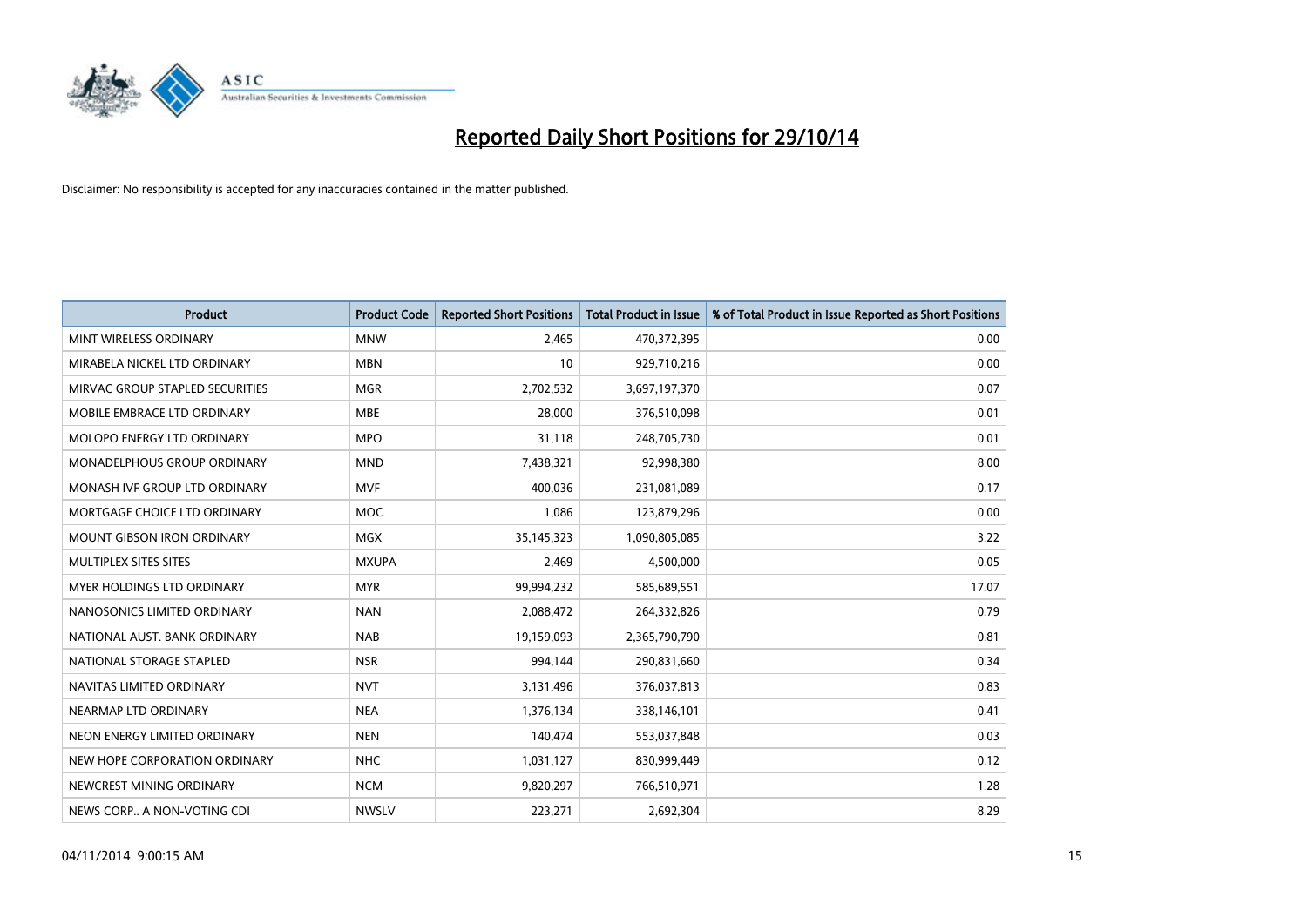# Reported Daily Short Positions for 29/10/14

Disclaimer: No responsibility is accepted for any inaccuracies contained in the matter published.

| Product | Product Code | Reported Short Positions | Total Product in Issue | % of Total Product in Issue Reported as Short Positions |
| --- | --- | --- | --- | --- |
| MINT WIRELESS ORDINARY | MNW | 2,465 | 470,372,395 | 0.00 |
| MIRABELA NICKEL LTD ORDINARY | MBN | 10 | 929,710,216 | 0.00 |
| MIRVAC GROUP STAPLED SECURITIES | MGR | 2,702,532 | 3,697,197,370 | 0.07 |
| MOBILE EMBRACE LTD ORDINARY | MBE | 28,000 | 376,510,098 | 0.01 |
| MOLOPO ENERGY LTD ORDINARY | MPO | 31,118 | 248,705,730 | 0.01 |
| MONADELPHOUS GROUP ORDINARY | MND | 7,438,321 | 92,998,380 | 8.00 |
| MONASH IVF GROUP LTD ORDINARY | MVF | 400,036 | 231,081,089 | 0.17 |
| MORTGAGE CHOICE LTD ORDINARY | MOC | 1,086 | 123,879,296 | 0.00 |
| MOUNT GIBSON IRON ORDINARY | MGX | 35,145,323 | 1,090,805,085 | 3.22 |
| MULTIPLEX SITES SITES | MXUPA | 2,469 | 4,500,000 | 0.05 |
| MYER HOLDINGS LTD ORDINARY | MYR | 99,994,232 | 585,689,551 | 17.07 |
| NANOSONICS LIMITED ORDINARY | NAN | 2,088,472 | 264,332,826 | 0.79 |
| NATIONAL AUST. BANK ORDINARY | NAB | 19,159,093 | 2,365,790,790 | 0.81 |
| NATIONAL STORAGE STAPLED | NSR | 994,144 | 290,831,660 | 0.34 |
| NAVITAS LIMITED ORDINARY | NVT | 3,131,496 | 376,037,813 | 0.83 |
| NEARMAP LTD ORDINARY | NEA | 1,376,134 | 338,146,101 | 0.41 |
| NEON ENERGY LIMITED ORDINARY | NEN | 140,474 | 553,037,848 | 0.03 |
| NEW HOPE CORPORATION ORDINARY | NHC | 1,031,127 | 830,999,449 | 0.12 |
| NEWCREST MINING ORDINARY | NCM | 9,820,297 | 766,510,971 | 1.28 |
| NEWS CORP.. A NON-VOTING CDI | NWSLV | 223,271 | 2,692,304 | 8.29 |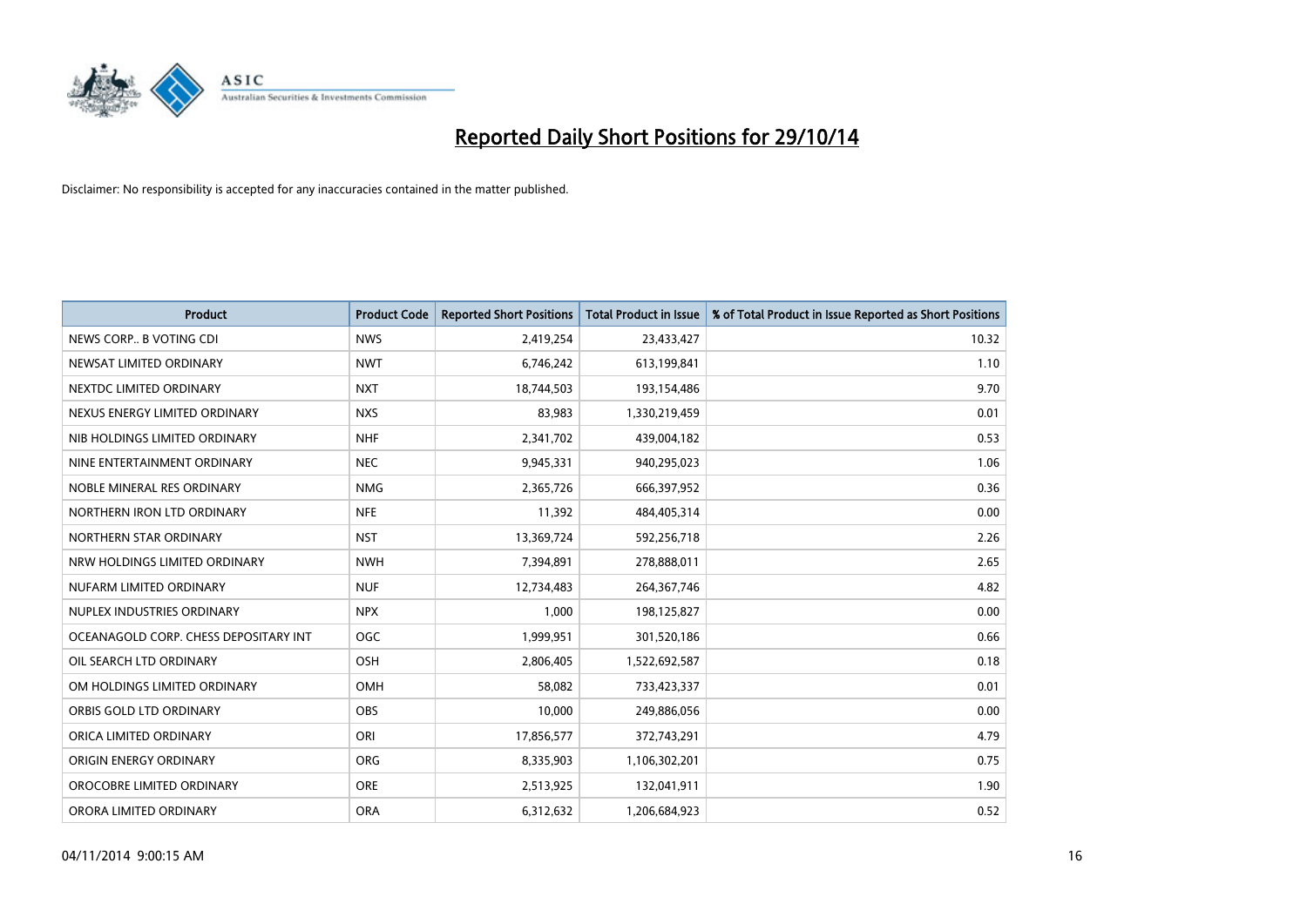# Reported Daily Short Positions for 29/10/14

Disclaimer: No responsibility is accepted for any inaccuracies contained in the matter published.

| Product | Product Code | Reported Short Positions | Total Product in Issue | % of Total Product in Issue Reported as Short Positions |
|---|---|---|---|---|
| NEWS CORP.. B VOTING CDI | NWS | 2,419,254 | 23,433,427 | 10.32 |
| NEWSAT LIMITED ORDINARY | NWT | 6,746,242 | 613,199,841 | 1.10 |
| NEXTDC LIMITED ORDINARY | NXT | 18,744,503 | 193,154,486 | 9.70 |
| NEXUS ENERGY LIMITED ORDINARY | NXS | 83,983 | 1,330,219,459 | 0.01 |
| NIB HOLDINGS LIMITED ORDINARY | NHF | 2,341,702 | 439,004,182 | 0.53 |
| NINE ENTERTAINMENT ORDINARY | NEC | 9,945,331 | 940,295,023 | 1.06 |
| NOBLE MINERAL RES ORDINARY | NMG | 2,365,726 | 666,397,952 | 0.36 |
| NORTHERN IRON LTD ORDINARY | NFE | 11,392 | 484,405,314 | 0.00 |
| NORTHERN STAR ORDINARY | NST | 13,369,724 | 592,256,718 | 2.26 |
| NRW HOLDINGS LIMITED ORDINARY | NWH | 7,394,891 | 278,888,011 | 2.65 |
| NUFARM LIMITED ORDINARY | NUF | 12,734,483 | 264,367,746 | 4.82 |
| NUPLEX INDUSTRIES ORDINARY | NPX | 1,000 | 198,125,827 | 0.00 |
| OCEANAGOLD CORP. CHESS DEPOSITARY INT | OGC | 1,999,951 | 301,520,186 | 0.66 |
| OIL SEARCH LTD ORDINARY | OSH | 2,806,405 | 1,522,692,587 | 0.18 |
| OM HOLDINGS LIMITED ORDINARY | OMH | 58,082 | 733,423,337 | 0.01 |
| ORBIS GOLD LTD ORDINARY | OBS | 10,000 | 249,886,056 | 0.00 |
| ORICA LIMITED ORDINARY | ORI | 17,856,577 | 372,743,291 | 4.79 |
| ORIGIN ENERGY ORDINARY | ORG | 8,335,903 | 1,106,302,201 | 0.75 |
| OROCOBRE LIMITED ORDINARY | ORE | 2,513,925 | 132,041,911 | 1.90 |
| ORORA LIMITED ORDINARY | ORA | 6,312,632 | 1,206,684,923 | 0.52 |

04/11/2014 9:00:15 AM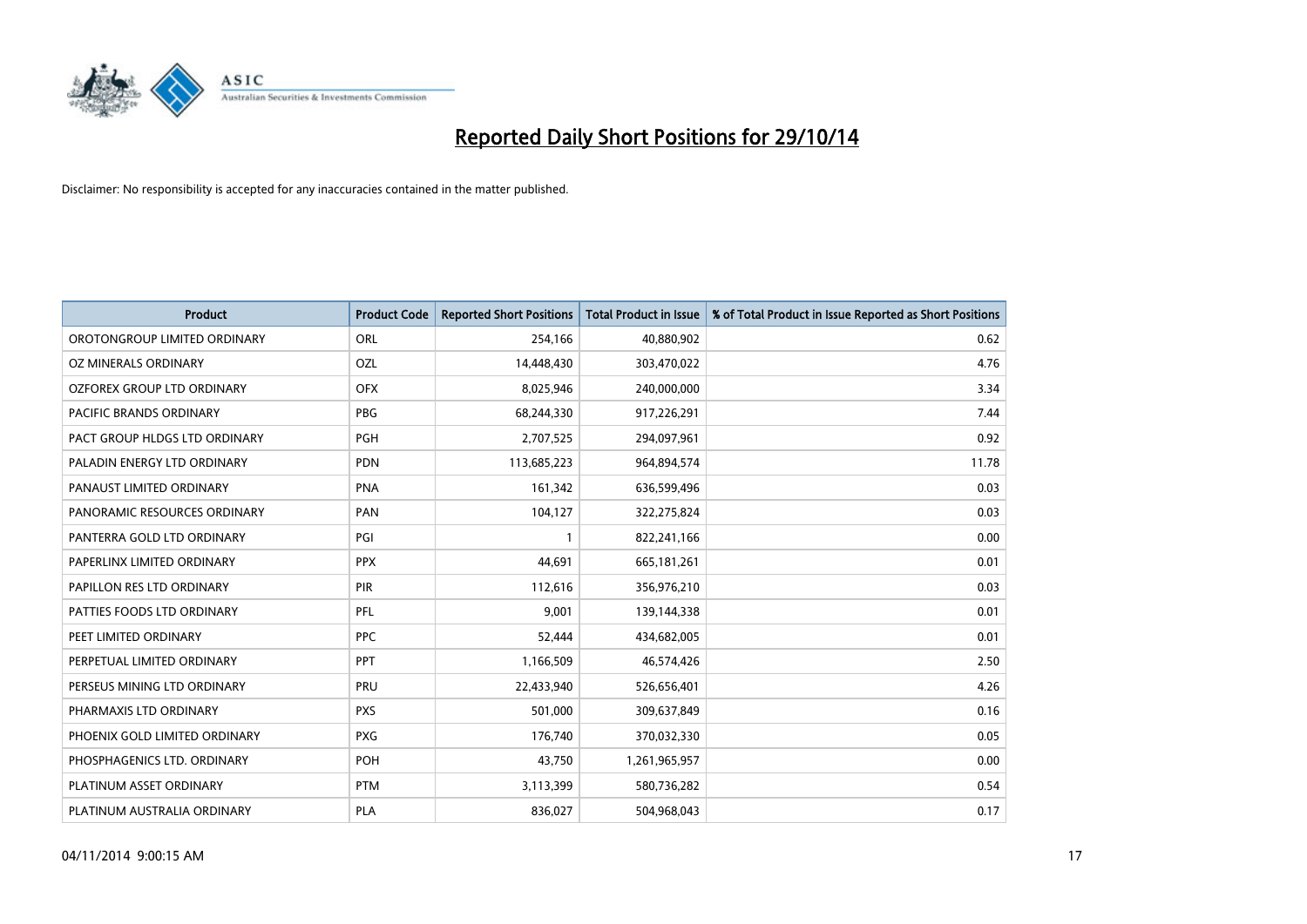# Reported Daily Short Positions for 29/10/14

Disclaimer: No responsibility is accepted for any inaccuracies contained in the matter published.

| Product | Product Code | Reported Short Positions | Total Product in Issue | % of Total Product in Issue Reported as Short Positions |
|---|---|---|---|---|
| OROTONGROUP LIMITED ORDINARY | ORL | 254,166 | 40,880,902 | 0.62 |
| OZ MINERALS ORDINARY | OZL | 14,448,430 | 303,470,022 | 4.76 |
| OZFOREX GROUP LTD ORDINARY | OFX | 8,025,946 | 240,000,000 | 3.34 |
| PACIFIC BRANDS ORDINARY | PBG | 68,244,330 | 917,226,291 | 7.44 |
| PACT GROUP HLDGS LTD ORDINARY | PGH | 2,707,525 | 294,097,961 | 0.92 |
| PALADIN ENERGY LTD ORDINARY | PDN | 113,685,223 | 964,894,574 | 11.78 |
| PANAUST LIMITED ORDINARY | PNA | 161,342 | 636,599,496 | 0.03 |
| PANORAMIC RESOURCES ORDINARY | PAN | 104,127 | 322,275,824 | 0.03 |
| PANTERRA GOLD LTD ORDINARY | PGI | 1 | 822,241,166 | 0.00 |
| PAPERLINX LIMITED ORDINARY | PPX | 44,691 | 665,181,261 | 0.01 |
| PAPILLON RES LTD ORDINARY | PIR | 112,616 | 356,976,210 | 0.03 |
| PATTIES FOODS LTD ORDINARY | PFL | 9,001 | 139,144,338 | 0.01 |
| PEET LIMITED ORDINARY | PPC | 52,444 | 434,682,005 | 0.01 |
| PERPETUAL LIMITED ORDINARY | PPT | 1,166,509 | 46,574,426 | 2.50 |
| PERSEUS MINING LTD ORDINARY | PRU | 22,433,940 | 526,656,401 | 4.26 |
| PHARMAXIS LTD ORDINARY | PXS | 501,000 | 309,637,849 | 0.16 |
| PHOENIX GOLD LIMITED ORDINARY | PXG | 176,740 | 370,032,330 | 0.05 |
| PHOSPHAGENICS LTD. ORDINARY | POH | 43,750 | 1,261,965,957 | 0.00 |
| PLATINUM ASSET ORDINARY | PTM | 3,113,399 | 580,736,282 | 0.54 |
| PLATINUM AUSTRALIA ORDINARY | PLA | 836,027 | 504,968,043 | 0.17 |

04/11/2014 9:00:15 AM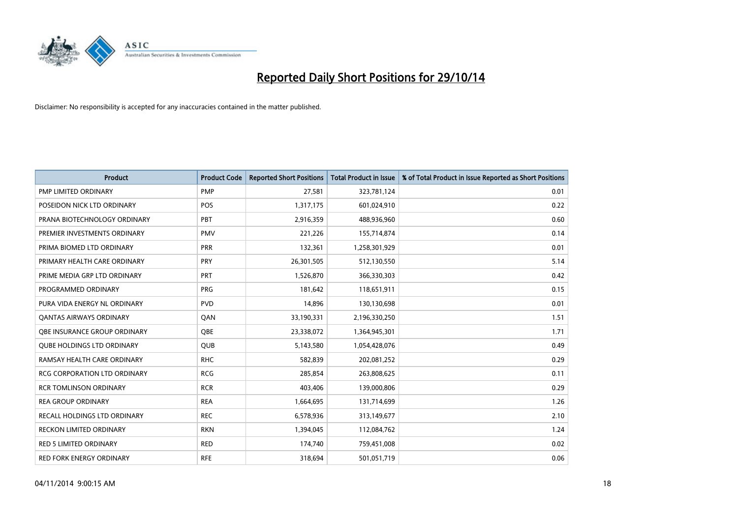# Reported Daily Short Positions for 29/10/14

Disclaimer: No responsibility is accepted for any inaccuracies contained in the matter published.

| Product | Product Code | Reported Short Positions | Total Product in Issue | % of Total Product in Issue Reported as Short Positions |
|---|---|---|---|---|
| PMP LIMITED ORDINARY | PMP | 27,581 | 323,781,124 | 0.01 |
| POSEIDON NICK LTD ORDINARY | POS | 1,317,175 | 601,024,910 | 0.22 |
| PRANA BIOTECHNOLOGY ORDINARY | PBT | 2,916,359 | 488,936,960 | 0.60 |
| PREMIER INVESTMENTS ORDINARY | PMV | 221,226 | 155,714,874 | 0.14 |
| PRIMA BIOMED LTD ORDINARY | PRR | 132,361 | 1,258,301,929 | 0.01 |
| PRIMARY HEALTH CARE ORDINARY | PRY | 26,301,505 | 512,130,550 | 5.14 |
| PRIME MEDIA GRP LTD ORDINARY | PRT | 1,526,870 | 366,330,303 | 0.42 |
| PROGRAMMED ORDINARY | PRG | 181,642 | 118,651,911 | 0.15 |
| PURA VIDA ENERGY NL ORDINARY | PVD | 14,896 | 130,130,698 | 0.01 |
| QANTAS AIRWAYS ORDINARY | QAN | 33,190,331 | 2,196,330,250 | 1.51 |
| QBE INSURANCE GROUP ORDINARY | QBE | 23,338,072 | 1,364,945,301 | 1.71 |
| QUBE HOLDINGS LTD ORDINARY | QUB | 5,143,580 | 1,054,428,076 | 0.49 |
| RAMSAY HEALTH CARE ORDINARY | RHC | 582,839 | 202,081,252 | 0.29 |
| RCG CORPORATION LTD ORDINARY | RCG | 285,854 | 263,808,625 | 0.11 |
| RCR TOMLINSON ORDINARY | RCR | 403,406 | 139,000,806 | 0.29 |
| REA GROUP ORDINARY | REA | 1,664,695 | 131,714,699 | 1.26 |
| RECALL HOLDINGS LTD ORDINARY | REC | 6,578,936 | 313,149,677 | 2.10 |
| RECKON LIMITED ORDINARY | RKN | 1,394,045 | 112,084,762 | 1.24 |
| RED 5 LIMITED ORDINARY | RED | 174,740 | 759,451,008 | 0.02 |
| RED FORK ENERGY ORDINARY | RFE | 318,694 | 501,051,719 | 0.06 |

04/11/2014 9:00:15 AM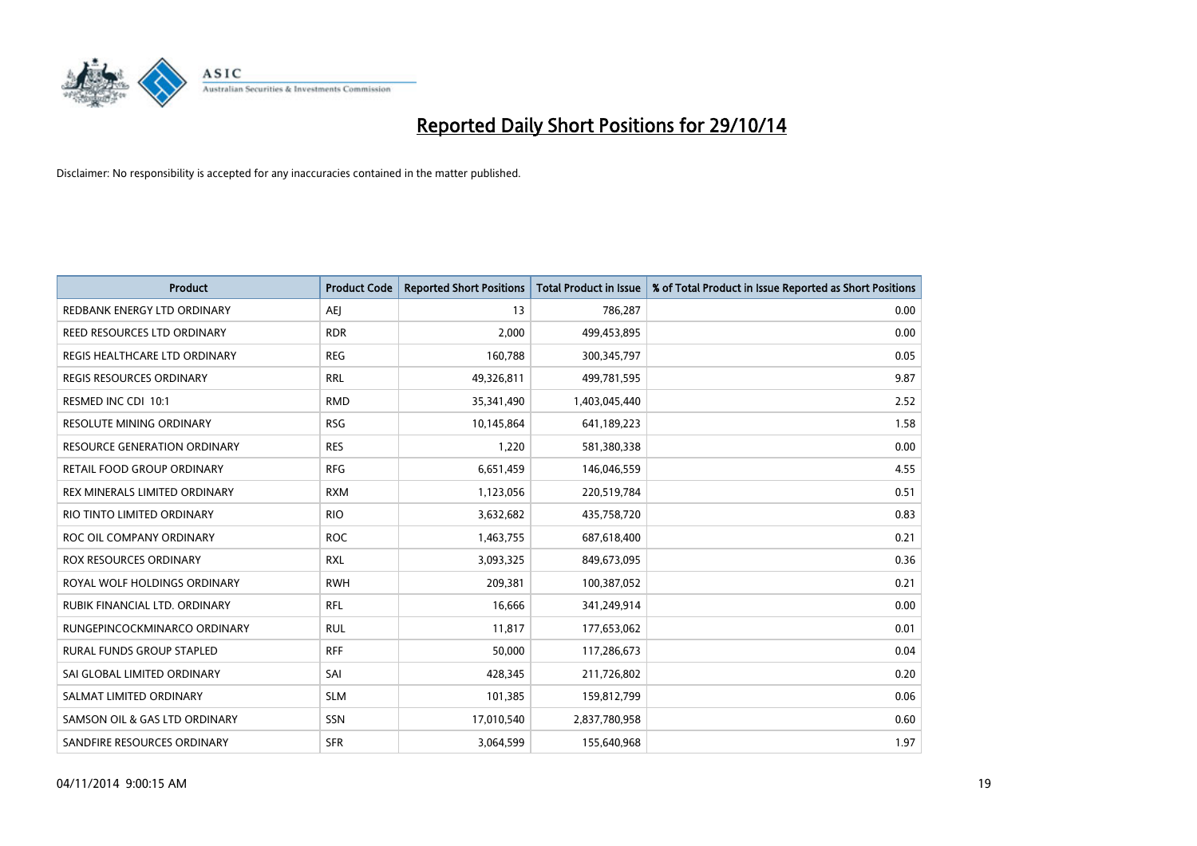# Reported Daily Short Positions for 29/10/14

Disclaimer: No responsibility is accepted for any inaccuracies contained in the matter published.

| Product | Product Code | Reported Short Positions | Total Product in Issue | % of Total Product in Issue Reported as Short Positions |
|---|---|---|---|---|
| REDBANK ENERGY LTD ORDINARY | AEJ | 13 | 786,287 | 0.00 |
| REED RESOURCES LTD ORDINARY | RDR | 2,000 | 499,453,895 | 0.00 |
| REGIS HEALTHCARE LTD ORDINARY | REG | 160,788 | 300,345,797 | 0.05 |
| REGIS RESOURCES ORDINARY | RRL | 49,326,811 | 499,781,595 | 9.87 |
| RESMED INC CDI 10:1 | RMD | 35,341,490 | 1,403,045,440 | 2.52 |
| RESOLUTE MINING ORDINARY | RSG | 10,145,864 | 641,189,223 | 1.58 |
| RESOURCE GENERATION ORDINARY | RES | 1,220 | 581,380,338 | 0.00 |
| RETAIL FOOD GROUP ORDINARY | RFG | 6,651,459 | 146,046,559 | 4.55 |
| REX MINERALS LIMITED ORDINARY | RXM | 1,123,056 | 220,519,784 | 0.51 |
| RIO TINTO LIMITED ORDINARY | RIO | 3,632,682 | 435,758,720 | 0.83 |
| ROC OIL COMPANY ORDINARY | ROC | 1,463,755 | 687,618,400 | 0.21 |
| ROX RESOURCES ORDINARY | RXL | 3,093,325 | 849,673,095 | 0.36 |
| ROYAL WOLF HOLDINGS ORDINARY | RWH | 209,381 | 100,387,052 | 0.21 |
| RUBIK FINANCIAL LTD. ORDINARY | RFL | 16,666 | 341,249,914 | 0.00 |
| RUNGEPINCOCKMINARCO ORDINARY | RUL | 11,817 | 177,653,062 | 0.01 |
| RURAL FUNDS GROUP STAPLED | RFF | 50,000 | 117,286,673 | 0.04 |
| SAI GLOBAL LIMITED ORDINARY | SAI | 428,345 | 211,726,802 | 0.20 |
| SALMAT LIMITED ORDINARY | SLM | 101,385 | 159,812,799 | 0.06 |
| SAMSON OIL & GAS LTD ORDINARY | SSN | 17,010,540 | 2,837,780,958 | 0.60 |
| SANDFIRE RESOURCES ORDINARY | SFR | 3,064,599 | 155,640,968 | 1.97 |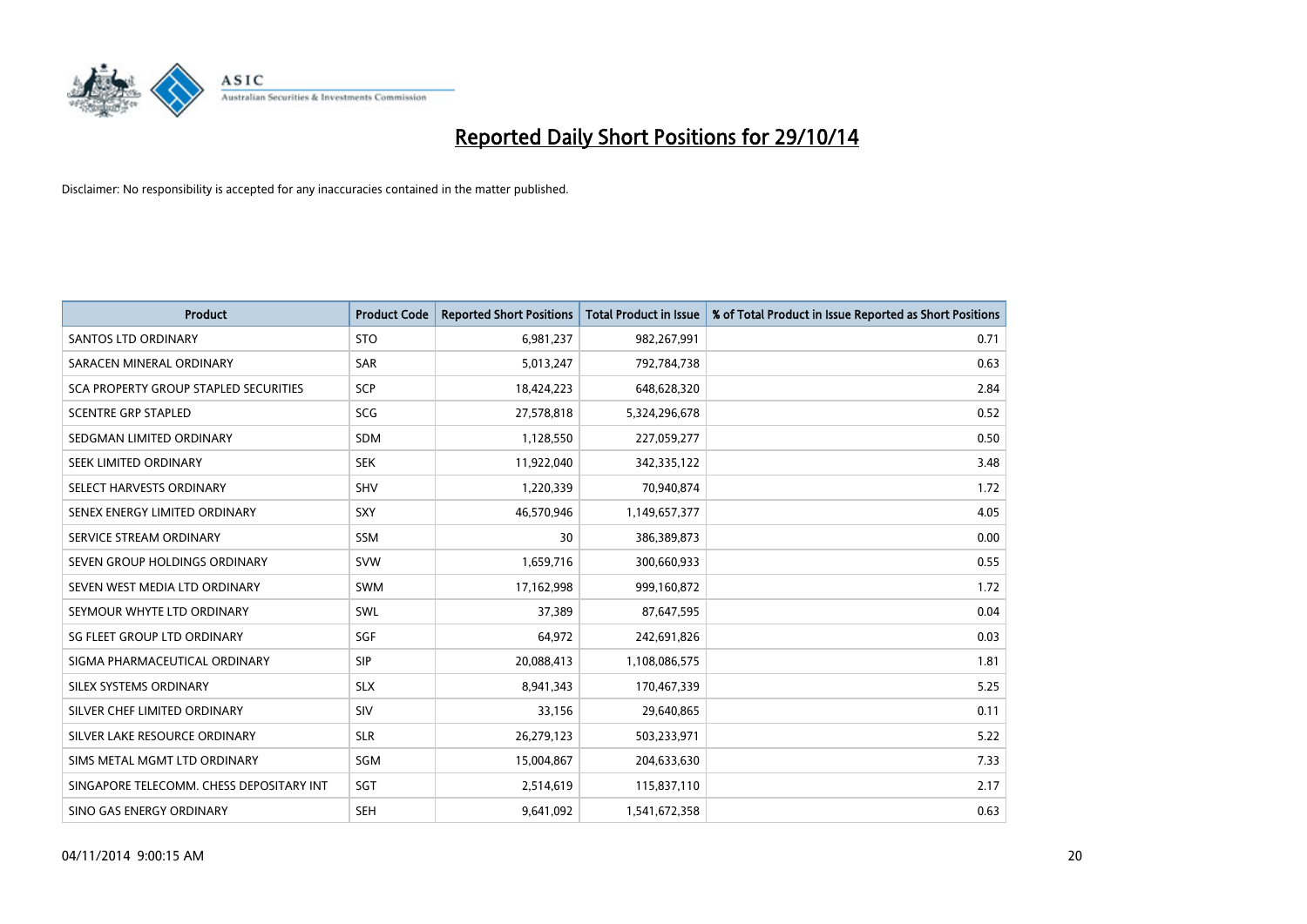# Reported Daily Short Positions for 29/10/14

Disclaimer: No responsibility is accepted for any inaccuracies contained in the matter published.

| Product | Product Code | Reported Short Positions | Total Product in Issue | % of Total Product in Issue Reported as Short Positions |
|---|---|---|---|---|
| SANTOS LTD ORDINARY | STO | 6,981,237 | 982,267,991 | 0.71 |
| SARACEN MINERAL ORDINARY | SAR | 5,013,247 | 792,784,738 | 0.63 |
| SCA PROPERTY GROUP STAPLED SECURITIES | SCP | 18,424,223 | 648,628,320 | 2.84 |
| SCENTRE GRP STAPLED | SCG | 27,578,818 | 5,324,296,678 | 0.52 |
| SEDGMAN LIMITED ORDINARY | SDM | 1,128,550 | 227,059,277 | 0.50 |
| SEEK LIMITED ORDINARY | SEK | 11,922,040 | 342,335,122 | 3.48 |
| SELECT HARVESTS ORDINARY | SHV | 1,220,339 | 70,940,874 | 1.72 |
| SENEX ENERGY LIMITED ORDINARY | SXY | 46,570,946 | 1,149,657,377 | 4.05 |
| SERVICE STREAM ORDINARY | SSM | 30 | 386,389,873 | 0.00 |
| SEVEN GROUP HOLDINGS ORDINARY | SVW | 1,659,716 | 300,660,933 | 0.55 |
| SEVEN WEST MEDIA LTD ORDINARY | SWM | 17,162,998 | 999,160,872 | 1.72 |
| SEYMOUR WHYTE LTD ORDINARY | SWL | 37,389 | 87,647,595 | 0.04 |
| SG FLEET GROUP LTD ORDINARY | SGF | 64,972 | 242,691,826 | 0.03 |
| SIGMA PHARMACEUTICAL ORDINARY | SIP | 20,088,413 | 1,108,086,575 | 1.81 |
| SILEX SYSTEMS ORDINARY | SLX | 8,941,343 | 170,467,339 | 5.25 |
| SILVER CHEF LIMITED ORDINARY | SIV | 33,156 | 29,640,865 | 0.11 |
| SILVER LAKE RESOURCE ORDINARY | SLR | 26,279,123 | 503,233,971 | 5.22 |
| SIMS METAL MGMT LTD ORDINARY | SGM | 15,004,867 | 204,633,630 | 7.33 |
| SINGAPORE TELECOMM. CHESS DEPOSITARY INT | SGT | 2,514,619 | 115,837,110 | 2.17 |
| SINO GAS ENERGY ORDINARY | SEH | 9,641,092 | 1,541,672,358 | 0.63 |

04/11/2014 9:00:15 AM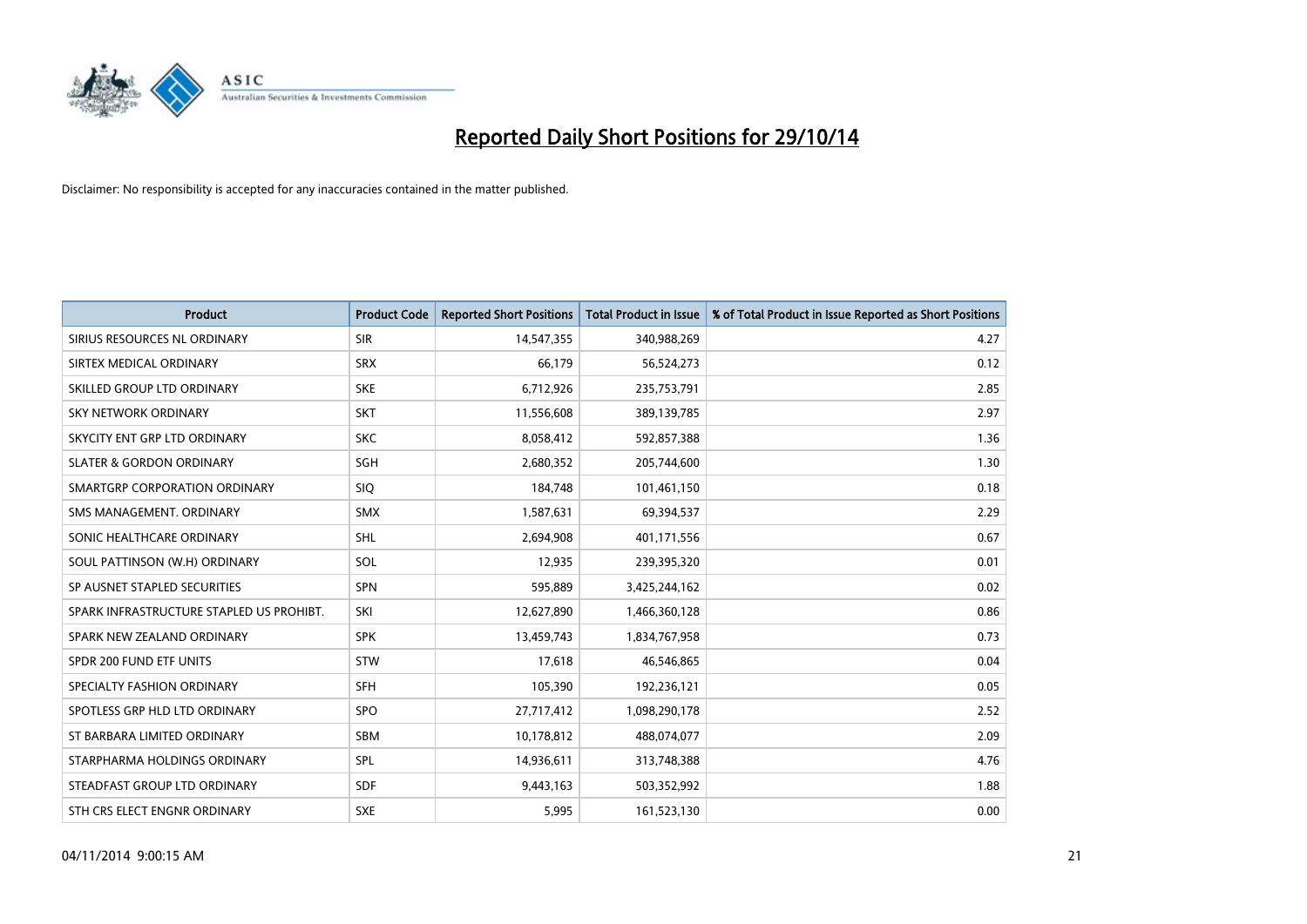# Reported Daily Short Positions for 29/10/14

Disclaimer: No responsibility is accepted for any inaccuracies contained in the matter published.

| Product | Product Code | Reported Short Positions | Total Product in Issue | % of Total Product in Issue Reported as Short Positions |
|---|---|---|---|---|
| SIRIUS RESOURCES NL ORDINARY | SIR | 14,547,355 | 340,988,269 | 4.27 |
| SIRTEX MEDICAL ORDINARY | SRX | 66,179 | 56,524,273 | 0.12 |
| SKILLED GROUP LTD ORDINARY | SKE | 6,712,926 | 235,753,791 | 2.85 |
| SKY NETWORK ORDINARY | SKT | 11,556,608 | 389,139,785 | 2.97 |
| SKYCITY ENT GRP LTD ORDINARY | SKC | 8,058,412 | 592,857,388 | 1.36 |
| SLATER & GORDON ORDINARY | SGH | 2,680,352 | 205,744,600 | 1.30 |
| SMARTGRP CORPORATION ORDINARY | SIQ | 184,748 | 101,461,150 | 0.18 |
| SMS MANAGEMENT. ORDINARY | SMX | 1,587,631 | 69,394,537 | 2.29 |
| SONIC HEALTHCARE ORDINARY | SHL | 2,694,908 | 401,171,556 | 0.67 |
| SOUL PATTINSON (W.H) ORDINARY | SOL | 12,935 | 239,395,320 | 0.01 |
| SP AUSNET STAPLED SECURITIES | SPN | 595,889 | 3,425,244,162 | 0.02 |
| SPARK INFRASTRUCTURE STAPLED US PROHIBT. | SKI | 12,627,890 | 1,466,360,128 | 0.86 |
| SPARK NEW ZEALAND ORDINARY | SPK | 13,459,743 | 1,834,767,958 | 0.73 |
| SPDR 200 FUND ETF UNITS | STW | 17,618 | 46,546,865 | 0.04 |
| SPECIALTY FASHION ORDINARY | SFH | 105,390 | 192,236,121 | 0.05 |
| SPOTLESS GRP HLD LTD ORDINARY | SPO | 27,717,412 | 1,098,290,178 | 2.52 |
| ST BARBARA LIMITED ORDINARY | SBM | 10,178,812 | 488,074,077 | 2.09 |
| STARPHARMA HOLDINGS ORDINARY | SPL | 14,936,611 | 313,748,388 | 4.76 |
| STEADFAST GROUP LTD ORDINARY | SDF | 9,443,163 | 503,352,992 | 1.88 |
| STH CRS ELECT ENGNR ORDINARY | SXE | 5,995 | 161,523,130 | 0.00 |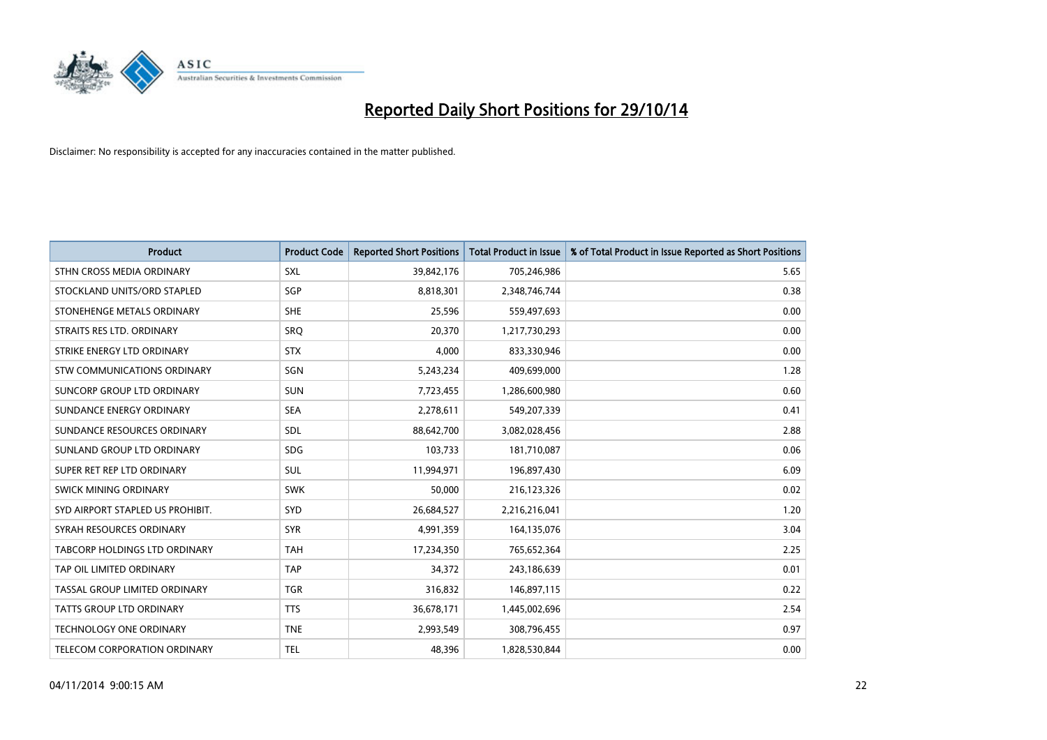# Reported Daily Short Positions for 29/10/14

Disclaimer: No responsibility is accepted for any inaccuracies contained in the matter published.

| Product | Product Code | Reported Short Positions | Total Product in Issue | % of Total Product in Issue Reported as Short Positions |
|---|---|---|---|---|
| STHN CROSS MEDIA ORDINARY | SXL | 39,842,176 | 705,246,986 | 5.65 |
| STOCKLAND UNITS/ORD STAPLED | SGP | 8,818,301 | 2,348,746,744 | 0.38 |
| STONEHENGE METALS ORDINARY | SHE | 25,596 | 559,497,693 | 0.00 |
| STRAITS RES LTD. ORDINARY | SRQ | 20,370 | 1,217,730,293 | 0.00 |
| STRIKE ENERGY LTD ORDINARY | STX | 4,000 | 833,330,946 | 0.00 |
| STW COMMUNICATIONS ORDINARY | SGN | 5,243,234 | 409,699,000 | 1.28 |
| SUNCORP GROUP LTD ORDINARY | SUN | 7,723,455 | 1,286,600,980 | 0.60 |
| SUNDANCE ENERGY ORDINARY | SEA | 2,278,611 | 549,207,339 | 0.41 |
| SUNDANCE RESOURCES ORDINARY | SDL | 88,642,700 | 3,082,028,456 | 2.88 |
| SUNLAND GROUP LTD ORDINARY | SDG | 103,733 | 181,710,087 | 0.06 |
| SUPER RET REP LTD ORDINARY | SUL | 11,994,971 | 196,897,430 | 6.09 |
| SWICK MINING ORDINARY | SWK | 50,000 | 216,123,326 | 0.02 |
| SYD AIRPORT STAPLED US PROHIBIT. | SYD | 26,684,527 | 2,216,216,041 | 1.20 |
| SYRAH RESOURCES ORDINARY | SYR | 4,991,359 | 164,135,076 | 3.04 |
| TABCORP HOLDINGS LTD ORDINARY | TAH | 17,234,350 | 765,652,364 | 2.25 |
| TAP OIL LIMITED ORDINARY | TAP | 34,372 | 243,186,639 | 0.01 |
| TASSAL GROUP LIMITED ORDINARY | TGR | 316,832 | 146,897,115 | 0.22 |
| TATTS GROUP LTD ORDINARY | TTS | 36,678,171 | 1,445,002,696 | 2.54 |
| TECHNOLOGY ONE ORDINARY | TNE | 2,993,549 | 308,796,455 | 0.97 |
| TELECOM CORPORATION ORDINARY | TEL | 48,396 | 1,828,530,844 | 0.00 |

04/11/2014 9:00:15 AM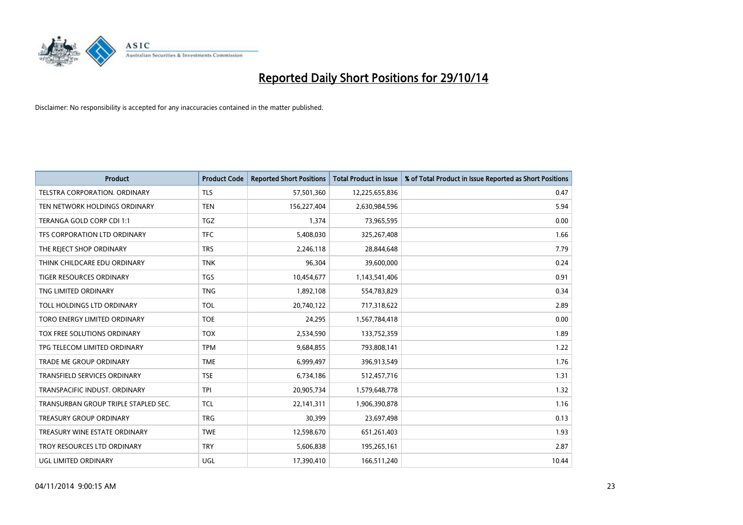# Reported Daily Short Positions for 29/10/14

Disclaimer: No responsibility is accepted for any inaccuracies contained in the matter published.

| Product | Product Code | Reported Short Positions | Total Product in Issue | % of Total Product in Issue Reported as Short Positions |
|---|---|---|---|---|
| TELSTRA CORPORATION. ORDINARY | TLS | 57,501,360 | 12,225,655,836 | 0.47 |
| TEN NETWORK HOLDINGS ORDINARY | TEN | 156,227,404 | 2,630,984,596 | 5.94 |
| TERANGA GOLD CORP CDI 1:1 | TGZ | 1,374 | 73,965,595 | 0.00 |
| TFS CORPORATION LTD ORDINARY | TFC | 5,408,030 | 325,267,408 | 1.66 |
| THE REJECT SHOP ORDINARY | TRS | 2,246,118 | 28,844,648 | 7.79 |
| THINK CHILDCARE EDU ORDINARY | TNK | 96,304 | 39,600,000 | 0.24 |
| TIGER RESOURCES ORDINARY | TGS | 10,454,677 | 1,143,541,406 | 0.91 |
| TNG LIMITED ORDINARY | TNG | 1,892,108 | 554,783,829 | 0.34 |
| TOLL HOLDINGS LTD ORDINARY | TOL | 20,740,122 | 717,318,622 | 2.89 |
| TORO ENERGY LIMITED ORDINARY | TOE | 24,295 | 1,567,784,418 | 0.00 |
| TOX FREE SOLUTIONS ORDINARY | TOX | 2,534,590 | 133,752,359 | 1.89 |
| TPG TELECOM LIMITED ORDINARY | TPM | 9,684,855 | 793,808,141 | 1.22 |
| TRADE ME GROUP ORDINARY | TME | 6,999,497 | 396,913,549 | 1.76 |
| TRANSFIELD SERVICES ORDINARY | TSE | 6,734,186 | 512,457,716 | 1.31 |
| TRANSPACIFIC INDUST. ORDINARY | TPI | 20,905,734 | 1,579,648,778 | 1.32 |
| TRANSURBAN GROUP TRIPLE STAPLED SEC. | TCL | 22,141,311 | 1,906,390,878 | 1.16 |
| TREASURY GROUP ORDINARY | TRG | 30,399 | 23,697,498 | 0.13 |
| TREASURY WINE ESTATE ORDINARY | TWE | 12,598,670 | 651,261,403 | 1.93 |
| TROY RESOURCES LTD ORDINARY | TRY | 5,606,838 | 195,265,161 | 2.87 |
| UGL LIMITED ORDINARY | UGL | 17,390,410 | 166,511,240 | 10.44 |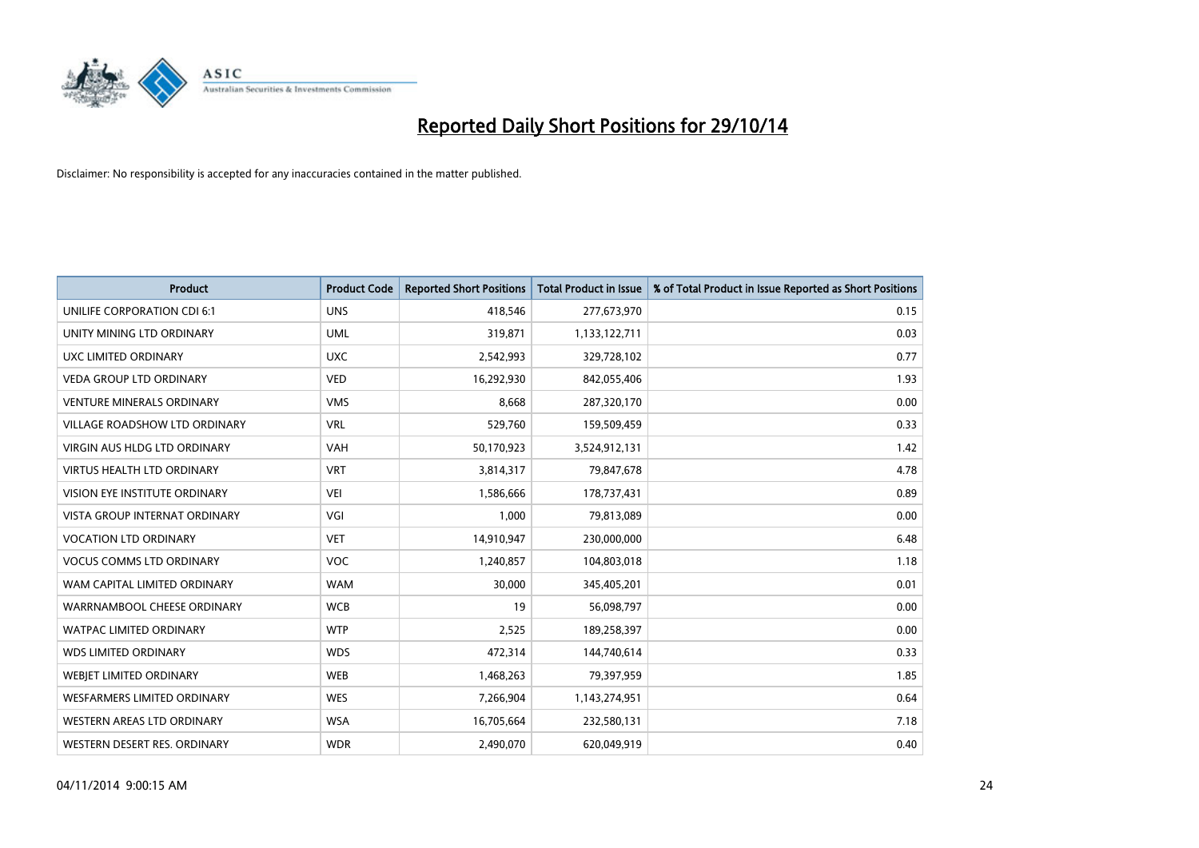# Reported Daily Short Positions for 29/10/14

Disclaimer: No responsibility is accepted for any inaccuracies contained in the matter published.

| Product | Product Code | Reported Short Positions | Total Product in Issue | % of Total Product in Issue Reported as Short Positions |
|---|---|---|---|---|
| UNILIFE CORPORATION CDI 6:1 | UNS | 418,546 | 277,673,970 | 0.15 |
| UNITY MINING LTD ORDINARY | UML | 319,871 | 1,133,122,711 | 0.03 |
| UXC LIMITED ORDINARY | UXC | 2,542,993 | 329,728,102 | 0.77 |
| VEDA GROUP LTD ORDINARY | VED | 16,292,930 | 842,055,406 | 1.93 |
| VENTURE MINERALS ORDINARY | VMS | 8,668 | 287,320,170 | 0.00 |
| VILLAGE ROADSHOW LTD ORDINARY | VRL | 529,760 | 159,509,459 | 0.33 |
| VIRGIN AUS HLDG LTD ORDINARY | VAH | 50,170,923 | 3,524,912,131 | 1.42 |
| VIRTUS HEALTH LTD ORDINARY | VRT | 3,814,317 | 79,847,678 | 4.78 |
| VISION EYE INSTITUTE ORDINARY | VEI | 1,586,666 | 178,737,431 | 0.89 |
| VISTA GROUP INTERNAT ORDINARY | VGI | 1,000 | 79,813,089 | 0.00 |
| VOCATION LTD ORDINARY | VET | 14,910,947 | 230,000,000 | 6.48 |
| VOCUS COMMS LTD ORDINARY | VOC | 1,240,857 | 104,803,018 | 1.18 |
| WAM CAPITAL LIMITED ORDINARY | WAM | 30,000 | 345,405,201 | 0.01 |
| WARRNAMBOOL CHEESE ORDINARY | WCB | 19 | 56,098,797 | 0.00 |
| WATPAC LIMITED ORDINARY | WTP | 2,525 | 189,258,397 | 0.00 |
| WDS LIMITED ORDINARY | WDS | 472,314 | 144,740,614 | 0.33 |
| WEBJET LIMITED ORDINARY | WEB | 1,468,263 | 79,397,959 | 1.85 |
| WESFARMERS LIMITED ORDINARY | WES | 7,266,904 | 1,143,274,951 | 0.64 |
| WESTERN AREAS LTD ORDINARY | WSA | 16,705,664 | 232,580,131 | 7.18 |
| WESTERN DESERT RES. ORDINARY | WDR | 2,490,070 | 620,049,919 | 0.40 |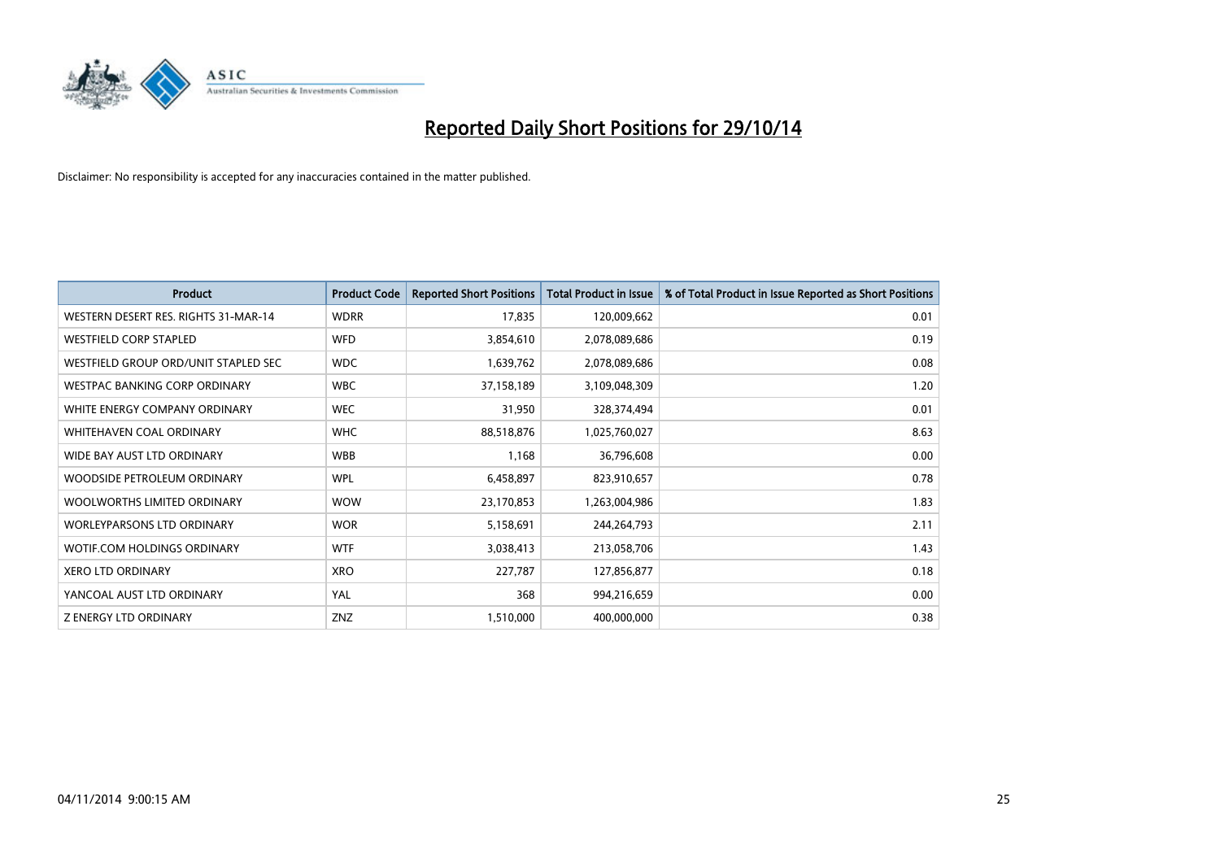# Reported Daily Short Positions for 29/10/14

Disclaimer: No responsibility is accepted for any inaccuracies contained in the matter published.

| Product | Product Code | Reported Short Positions | Total Product in Issue | % of Total Product in Issue Reported as Short Positions |
|---|---|---|---|---|
| WESTERN DESERT RES. RIGHTS 31-MAR-14 | WDRR | 17,835 | 120,009,662 | 0.01 |
| WESTFIELD CORP STAPLED | WFD | 3,854,610 | 2,078,089,686 | 0.19 |
| WESTFIELD GROUP ORD/UNIT STAPLED SEC | WDC | 1,639,762 | 2,078,089,686 | 0.08 |
| WESTPAC BANKING CORP ORDINARY | WBC | 37,158,189 | 3,109,048,309 | 1.20 |
| WHITE ENERGY COMPANY ORDINARY | WEC | 31,950 | 328,374,494 | 0.01 |
| WHITEHAVEN COAL ORDINARY | WHC | 88,518,876 | 1,025,760,027 | 8.63 |
| WIDE BAY AUST LTD ORDINARY | WBB | 1,168 | 36,796,608 | 0.00 |
| WOODSIDE PETROLEUM ORDINARY | WPL | 6,458,897 | 823,910,657 | 0.78 |
| WOOLWORTHS LIMITED ORDINARY | WOW | 23,170,853 | 1,263,004,986 | 1.83 |
| WORLEYPARSONS LTD ORDINARY | WOR | 5,158,691 | 244,264,793 | 2.11 |
| WOTIF.COM HOLDINGS ORDINARY | WTF | 3,038,413 | 213,058,706 | 1.43 |
| XERO LTD ORDINARY | XRO | 227,787 | 127,856,877 | 0.18 |
| YANCOAL AUST LTD ORDINARY | YAL | 368 | 994,216,659 | 0.00 |
| Z ENERGY LTD ORDINARY | ZNZ | 1,510,000 | 400,000,000 | 0.38 |

04/11/2014 9:00:15 AM